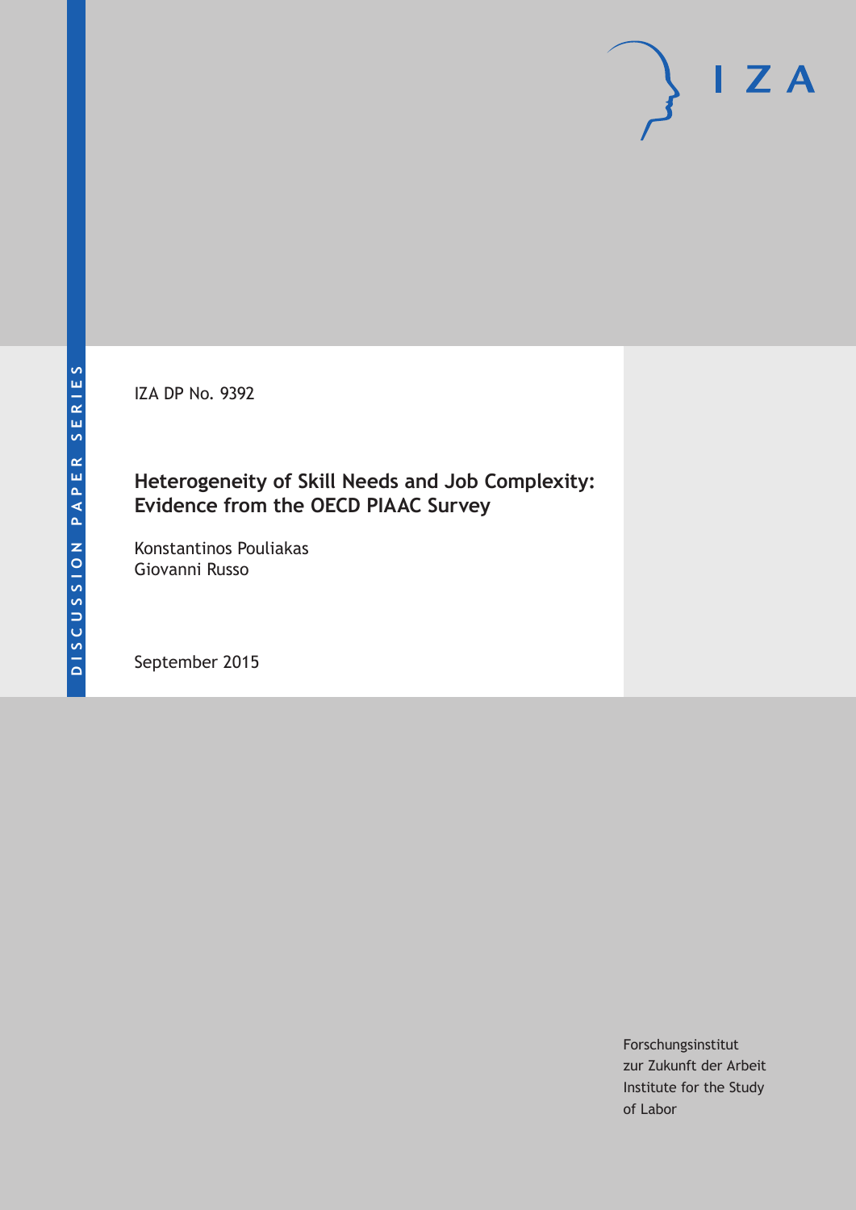DISCUSSION PAPER SERIES

IZA DP No. 9392

# Heterogeneity of Skill Needs and Job Complexity: Evidence from the OECD PIAAC Survey

Konstantinos Pouliakas
Giovanni Russo

September 2015

Forschungsinstitut
zur Zukunft der Arbeit
Institute for the Study
of Labor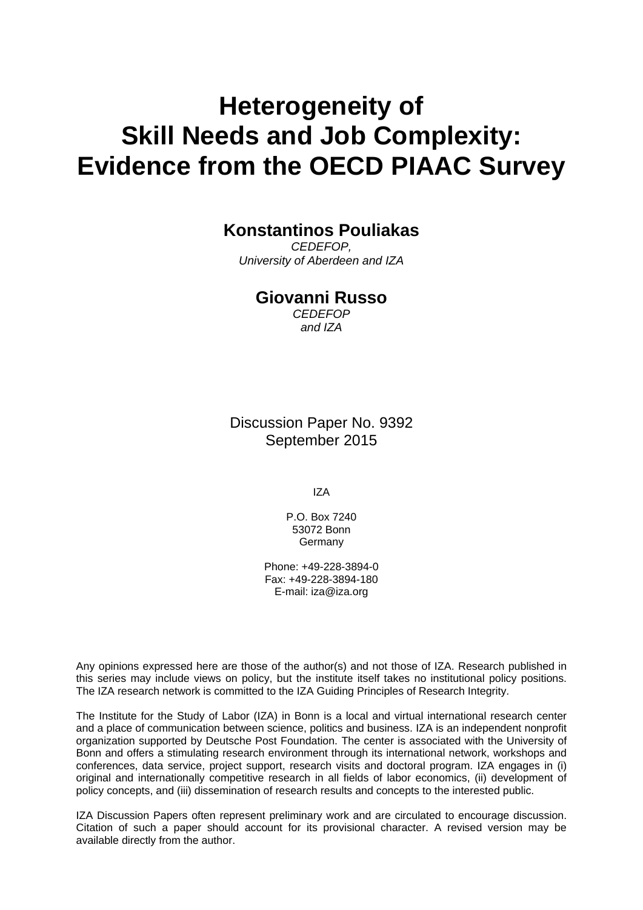# Heterogeneity of Skill Needs and Job Complexity: Evidence from the OECD PIAAC Survey

**Konstantinos Pouliakas**

*CEDEFOP,*
*University of Aberdeen and IZA*

**Giovanni Russo**

*CEDEFOP*
*and IZA*

Discussion Paper No. 9392
September 2015

IZA

P.O. Box 7240
53072 Bonn
Germany

Phone: +49-228-3894-0
Fax: +49-228-3894-180
E-mail: iza@iza.org

Any opinions expressed here are those of the author(s) and not those of IZA. Research published in this series may include views on policy, but the institute itself takes no institutional policy positions. The IZA research network is committed to the IZA Guiding Principles of Research Integrity.

The Institute for the Study of Labor (IZA) in Bonn is a local and virtual international research center and a place of communication between science, politics and business. IZA is an independent nonprofit organization supported by Deutsche Post Foundation. The center is associated with the University of Bonn and offers a stimulating research environment through its international network, workshops and conferences, data service, project support, research visits and doctoral program. IZA engages in (i) original and internationally competitive research in all fields of labor economics, (ii) development of policy concepts, and (iii) dissemination of research results and concepts to the interested public.

IZA Discussion Papers often represent preliminary work and are circulated to encourage discussion. Citation of such a paper should account for its provisional character. A revised version may be available directly from the author.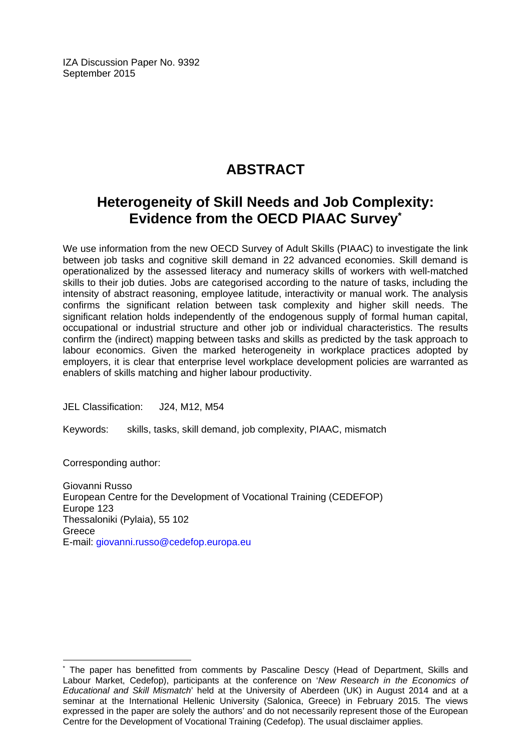IZA Discussion Paper No. 9392
September 2015

# ABSTRACT

## Heterogeneity of Skill Needs and Job Complexity: Evidence from the OECD PIAAC Survey*

We use information from the new OECD Survey of Adult Skills (PIAAC) to investigate the link between job tasks and cognitive skill demand in 22 advanced economies. Skill demand is operationalized by the assessed literacy and numeracy skills of workers with well-matched skills to their job duties. Jobs are categorised according to the nature of tasks, including the intensity of abstract reasoning, employee latitude, interactivity or manual work. The analysis confirms the significant relation between task complexity and higher skill needs. The significant relation holds independently of the endogenous supply of formal human capital, occupational or industrial structure and other job or individual characteristics. The results confirm the (indirect) mapping between tasks and skills as predicted by the task approach to labour economics. Given the marked heterogeneity in workplace practices adopted by employers, it is clear that enterprise level workplace development policies are warranted as enablers of skills matching and higher labour productivity.

JEL Classification: J24, M12, M54

Keywords: skills, tasks, skill demand, job complexity, PIAAC, mismatch

Corresponding author:

Giovanni Russo
European Centre for the Development of Vocational Training (CEDEFOP)
Europe 123
Thessaloniki (Pylaia), 55 102
Greece
E-mail: giovanni.russo@cedefop.europa.eu

---

* The paper has benefitted from comments by Pascaline Descy (Head of Department, Skills and Labour Market, Cedefop), participants at the conference on '*New Research in the Economics of Educational and Skill Mismatch*' held at the University of Aberdeen (UK) in August 2014 and at a seminar at the International Hellenic University (Salonica, Greece) in February 2015. The views expressed in the paper are solely the authors' and do not necessarily represent those of the European Centre for the Development of Vocational Training (Cedefop). The usual disclaimer applies.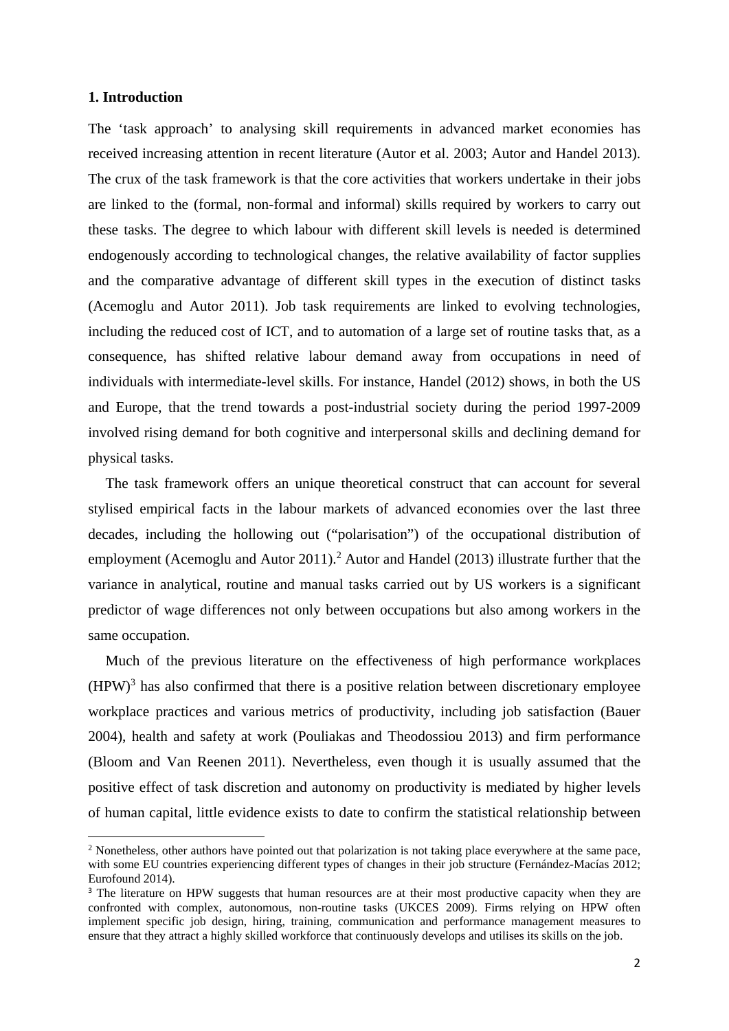## 1. Introduction

The 'task approach' to analysing skill requirements in advanced market economies has received increasing attention in recent literature (Autor et al. 2003; Autor and Handel 2013). The crux of the task framework is that the core activities that workers undertake in their jobs are linked to the (formal, non-formal and informal) skills required by workers to carry out these tasks. The degree to which labour with different skill levels is needed is determined endogenously according to technological changes, the relative availability of factor supplies and the comparative advantage of different skill types in the execution of distinct tasks (Acemoglu and Autor 2011). Job task requirements are linked to evolving technologies, including the reduced cost of ICT, and to automation of a large set of routine tasks that, as a consequence, has shifted relative labour demand away from occupations in need of individuals with intermediate-level skills. For instance, Handel (2012) shows, in both the US and Europe, that the trend towards a post-industrial society during the period 1997-2009 involved rising demand for both cognitive and interpersonal skills and declining demand for physical tasks.

The task framework offers an unique theoretical construct that can account for several stylised empirical facts in the labour markets of advanced economies over the last three decades, including the hollowing out ("polarisation") of the occupational distribution of employment (Acemoglu and Autor 2011).[2] Autor and Handel (2013) illustrate further that the variance in analytical, routine and manual tasks carried out by US workers is a significant predictor of wage differences not only between occupations but also among workers in the same occupation.

Much of the previous literature on the effectiveness of high performance workplaces (HPW)[3] has also confirmed that there is a positive relation between discretionary employee workplace practices and various metrics of productivity, including job satisfaction (Bauer 2004), health and safety at work (Pouliakas and Theodossiou 2013) and firm performance (Bloom and Van Reenen 2011). Nevertheless, even though it is usually assumed that the positive effect of task discretion and autonomy on productivity is mediated by higher levels of human capital, little evidence exists to date to confirm the statistical relationship between

[2] Nonetheless, other authors have pointed out that polarization is not taking place everywhere at the same pace, with some EU countries experiencing different types of changes in their job structure (Fernández-Macías 2012; Eurofound 2014).

[3] The literature on HPW suggests that human resources are at their most productive capacity when they are confronted with complex, autonomous, non-routine tasks (UKCES 2009). Firms relying on HPW often implement specific job design, hiring, training, communication and performance management measures to ensure that they attract a highly skilled workforce that continuously develops and utilises its skills on the job.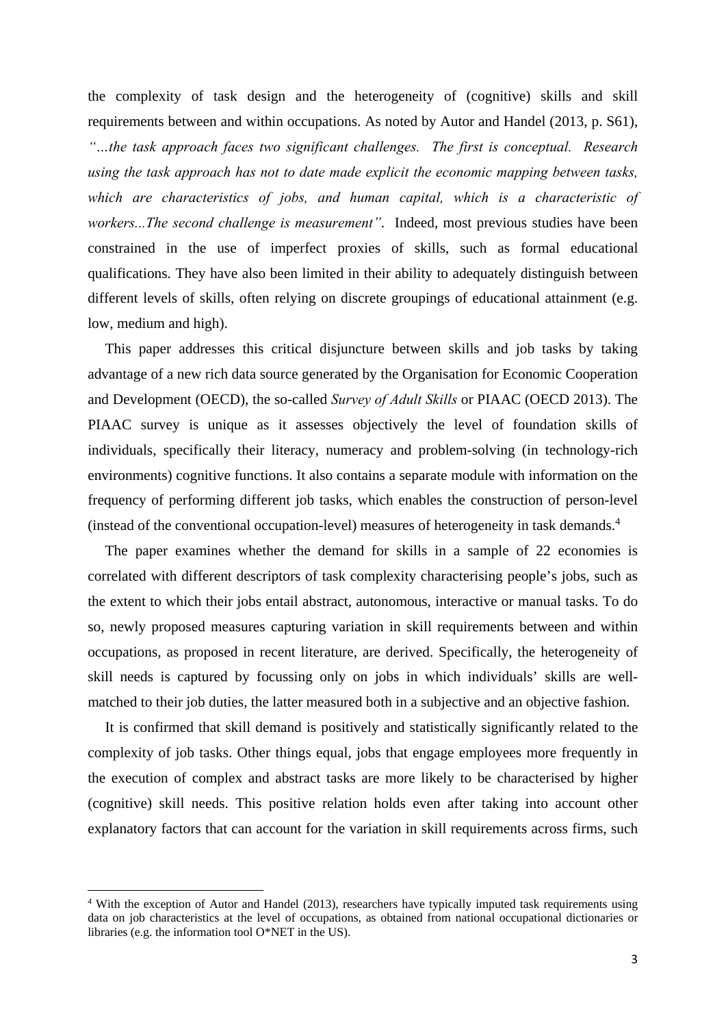the complexity of task design and the heterogeneity of (cognitive) skills and skill requirements between and within occupations. As noted by Autor and Handel (2013, p. S61), *"…the task approach faces two significant challenges. The first is conceptual. Research using the task approach has not to date made explicit the economic mapping between tasks, which are characteristics of jobs, and human capital, which is a characteristic of workers...The second challenge is measurement"*. Indeed, most previous studies have been constrained in the use of imperfect proxies of skills, such as formal educational qualifications. They have also been limited in their ability to adequately distinguish between different levels of skills, often relying on discrete groupings of educational attainment (e.g. low, medium and high).

This paper addresses this critical disjuncture between skills and job tasks by taking advantage of a new rich data source generated by the Organisation for Economic Cooperation and Development (OECD), the so-called *Survey of Adult Skills* or PIAAC (OECD 2013). The PIAAC survey is unique as it assesses objectively the level of foundation skills of individuals, specifically their literacy, numeracy and problem-solving (in technology-rich environments) cognitive functions. It also contains a separate module with information on the frequency of performing different job tasks, which enables the construction of person-level (instead of the conventional occupation-level) measures of heterogeneity in task demands.[4]

The paper examines whether the demand for skills in a sample of 22 economies is correlated with different descriptors of task complexity characterising people's jobs, such as the extent to which their jobs entail abstract, autonomous, interactive or manual tasks. To do so, newly proposed measures capturing variation in skill requirements between and within occupations, as proposed in recent literature, are derived. Specifically, the heterogeneity of skill needs is captured by focussing only on jobs in which individuals' skills are well-matched to their job duties, the latter measured both in a subjective and an objective fashion.

It is confirmed that skill demand is positively and statistically significantly related to the complexity of job tasks. Other things equal, jobs that engage employees more frequently in the execution of complex and abstract tasks are more likely to be characterised by higher (cognitive) skill needs. This positive relation holds even after taking into account other explanatory factors that can account for the variation in skill requirements across firms, such

---

[4] With the exception of Autor and Handel (2013), researchers have typically imputed task requirements using data on job characteristics at the level of occupations, as obtained from national occupational dictionaries or libraries (e.g. the information tool O*NET in the US).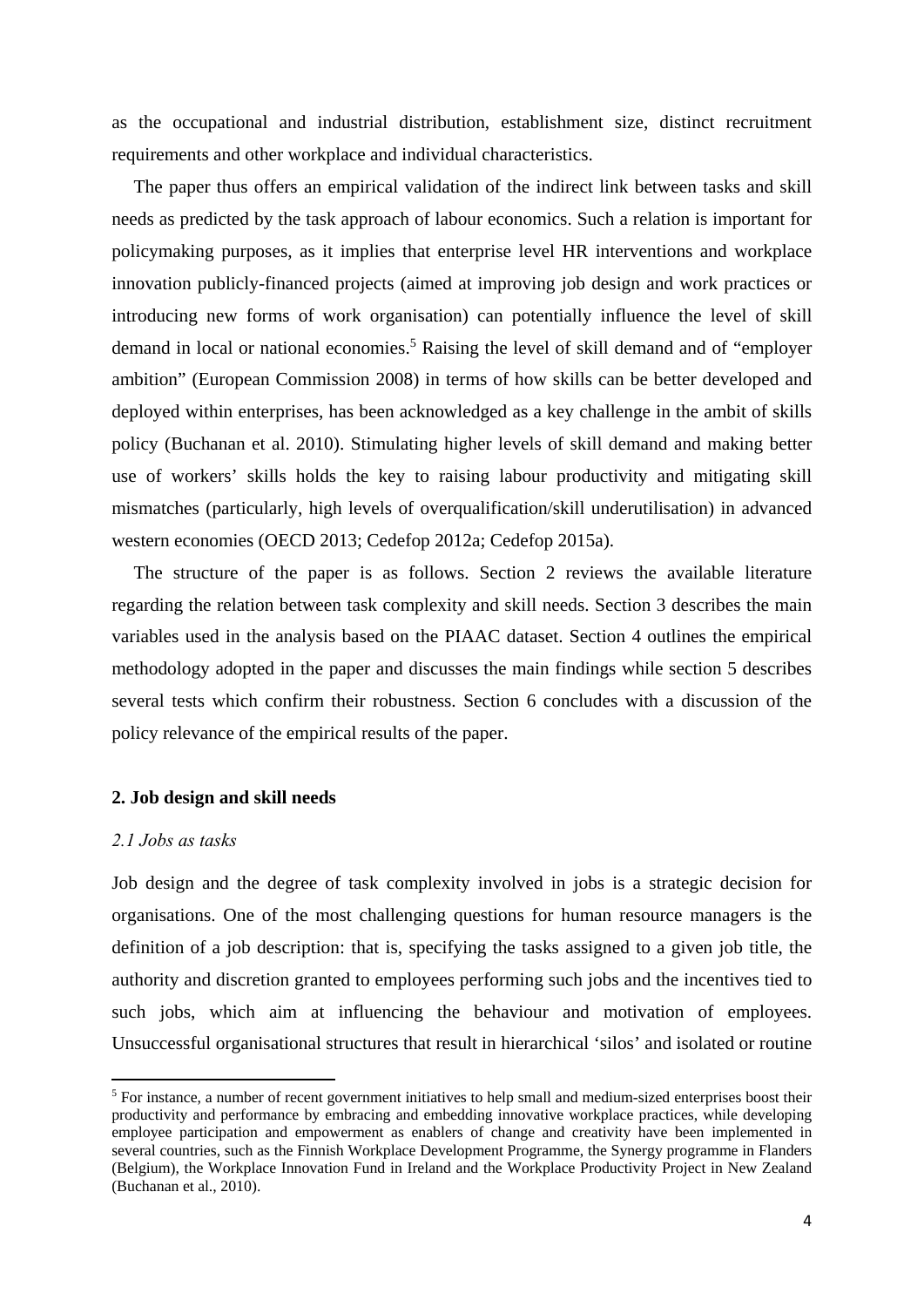as the occupational and industrial distribution, establishment size, distinct recruitment requirements and other workplace and individual characteristics.

The paper thus offers an empirical validation of the indirect link between tasks and skill needs as predicted by the task approach of labour economics. Such a relation is important for policymaking purposes, as it implies that enterprise level HR interventions and workplace innovation publicly-financed projects (aimed at improving job design and work practices or introducing new forms of work organisation) can potentially influence the level of skill demand in local or national economies.[5] Raising the level of skill demand and of "employer ambition" (European Commission 2008) in terms of how skills can be better developed and deployed within enterprises, has been acknowledged as a key challenge in the ambit of skills policy (Buchanan et al. 2010). Stimulating higher levels of skill demand and making better use of workers' skills holds the key to raising labour productivity and mitigating skill mismatches (particularly, high levels of overqualification/skill underutilisation) in advanced western economies (OECD 2013; Cedefop 2012a; Cedefop 2015a).

The structure of the paper is as follows. Section 2 reviews the available literature regarding the relation between task complexity and skill needs. Section 3 describes the main variables used in the analysis based on the PIAAC dataset. Section 4 outlines the empirical methodology adopted in the paper and discusses the main findings while section 5 describes several tests which confirm their robustness. Section 6 concludes with a discussion of the policy relevance of the empirical results of the paper.

## 2. Job design and skill needs

### *2.1 Jobs as tasks*

Job design and the degree of task complexity involved in jobs is a strategic decision for organisations. One of the most challenging questions for human resource managers is the definition of a job description: that is, specifying the tasks assigned to a given job title, the authority and discretion granted to employees performing such jobs and the incentives tied to such jobs, which aim at influencing the behaviour and motivation of employees. Unsuccessful organisational structures that result in hierarchical 'silos' and isolated or routine

[5] For instance, a number of recent government initiatives to help small and medium-sized enterprises boost their productivity and performance by embracing and embedding innovative workplace practices, while developing employee participation and empowerment as enablers of change and creativity have been implemented in several countries, such as the Finnish Workplace Development Programme, the Synergy programme in Flanders (Belgium), the Workplace Innovation Fund in Ireland and the Workplace Productivity Project in New Zealand (Buchanan et al., 2010).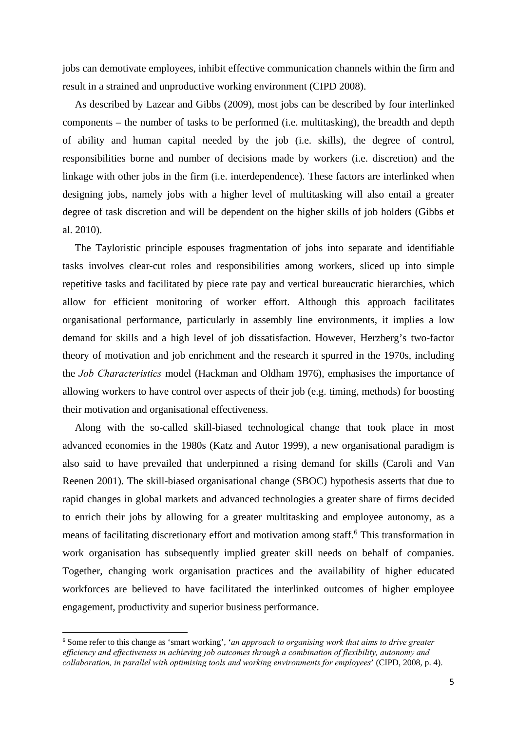jobs can demotivate employees, inhibit effective communication channels within the firm and result in a strained and unproductive working environment (CIPD 2008).

As described by Lazear and Gibbs (2009), most jobs can be described by four interlinked components – the number of tasks to be performed (i.e. multitasking), the breadth and depth of ability and human capital needed by the job (i.e. skills), the degree of control, responsibilities borne and number of decisions made by workers (i.e. discretion) and the linkage with other jobs in the firm (i.e. interdependence). These factors are interlinked when designing jobs, namely jobs with a higher level of multitasking will also entail a greater degree of task discretion and will be dependent on the higher skills of job holders (Gibbs et al. 2010).

The Tayloristic principle espouses fragmentation of jobs into separate and identifiable tasks involves clear-cut roles and responsibilities among workers, sliced up into simple repetitive tasks and facilitated by piece rate pay and vertical bureaucratic hierarchies, which allow for efficient monitoring of worker effort. Although this approach facilitates organisational performance, particularly in assembly line environments, it implies a low demand for skills and a high level of job dissatisfaction. However, Herzberg's two-factor theory of motivation and job enrichment and the research it spurred in the 1970s, including the *Job Characteristics* model (Hackman and Oldham 1976), emphasises the importance of allowing workers to have control over aspects of their job (e.g. timing, methods) for boosting their motivation and organisational effectiveness.

Along with the so-called skill-biased technological change that took place in most advanced economies in the 1980s (Katz and Autor 1999), a new organisational paradigm is also said to have prevailed that underpinned a rising demand for skills (Caroli and Van Reenen 2001). The skill-biased organisational change (SBOC) hypothesis asserts that due to rapid changes in global markets and advanced technologies a greater share of firms decided to enrich their jobs by allowing for a greater multitasking and employee autonomy, as a means of facilitating discretionary effort and motivation among staff.[6] This transformation in work organisation has subsequently implied greater skill needs on behalf of companies. Together, changing work organisation practices and the availability of higher educated workforces are believed to have facilitated the interlinked outcomes of higher employee engagement, productivity and superior business performance.

---

[6] Some refer to this change as 'smart working', '*an approach to organising work that aims to drive greater efficiency and effectiveness in achieving job outcomes through a combination of flexibility, autonomy and collaboration, in parallel with optimising tools and working environments for employees*' (CIPD, 2008, p. 4).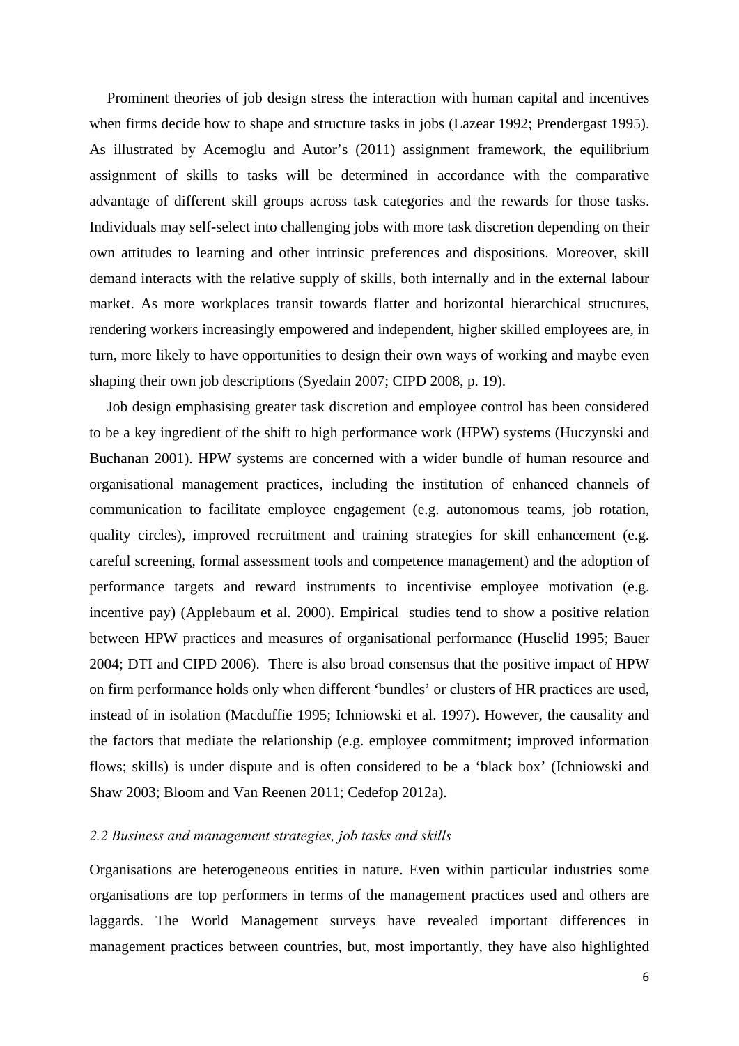Prominent theories of job design stress the interaction with human capital and incentives when firms decide how to shape and structure tasks in jobs (Lazear 1992; Prendergast 1995). As illustrated by Acemoglu and Autor's (2011) assignment framework, the equilibrium assignment of skills to tasks will be determined in accordance with the comparative advantage of different skill groups across task categories and the rewards for those tasks. Individuals may self-select into challenging jobs with more task discretion depending on their own attitudes to learning and other intrinsic preferences and dispositions. Moreover, skill demand interacts with the relative supply of skills, both internally and in the external labour market. As more workplaces transit towards flatter and horizontal hierarchical structures, rendering workers increasingly empowered and independent, higher skilled employees are, in turn, more likely to have opportunities to design their own ways of working and maybe even shaping their own job descriptions (Syedain 2007; CIPD 2008, p. 19).

Job design emphasising greater task discretion and employee control has been considered to be a key ingredient of the shift to high performance work (HPW) systems (Huczynski and Buchanan 2001). HPW systems are concerned with a wider bundle of human resource and organisational management practices, including the institution of enhanced channels of communication to facilitate employee engagement (e.g. autonomous teams, job rotation, quality circles), improved recruitment and training strategies for skill enhancement (e.g. careful screening, formal assessment tools and competence management) and the adoption of performance targets and reward instruments to incentivise employee motivation (e.g. incentive pay) (Applebaum et al. 2000). Empirical studies tend to show a positive relation between HPW practices and measures of organisational performance (Huselid 1995; Bauer 2004; DTI and CIPD 2006). There is also broad consensus that the positive impact of HPW on firm performance holds only when different 'bundles' or clusters of HR practices are used, instead of in isolation (Macduffie 1995; Ichniowski et al. 1997). However, the causality and the factors that mediate the relationship (e.g. employee commitment; improved information flows; skills) is under dispute and is often considered to be a 'black box' (Ichniowski and Shaw 2003; Bloom and Van Reenen 2011; Cedefop 2012a).

### *2.2 Business and management strategies, job tasks and skills*

Organisations are heterogeneous entities in nature. Even within particular industries some organisations are top performers in terms of the management practices used and others are laggards. The World Management surveys have revealed important differences in management practices between countries, but, most importantly, they have also highlighted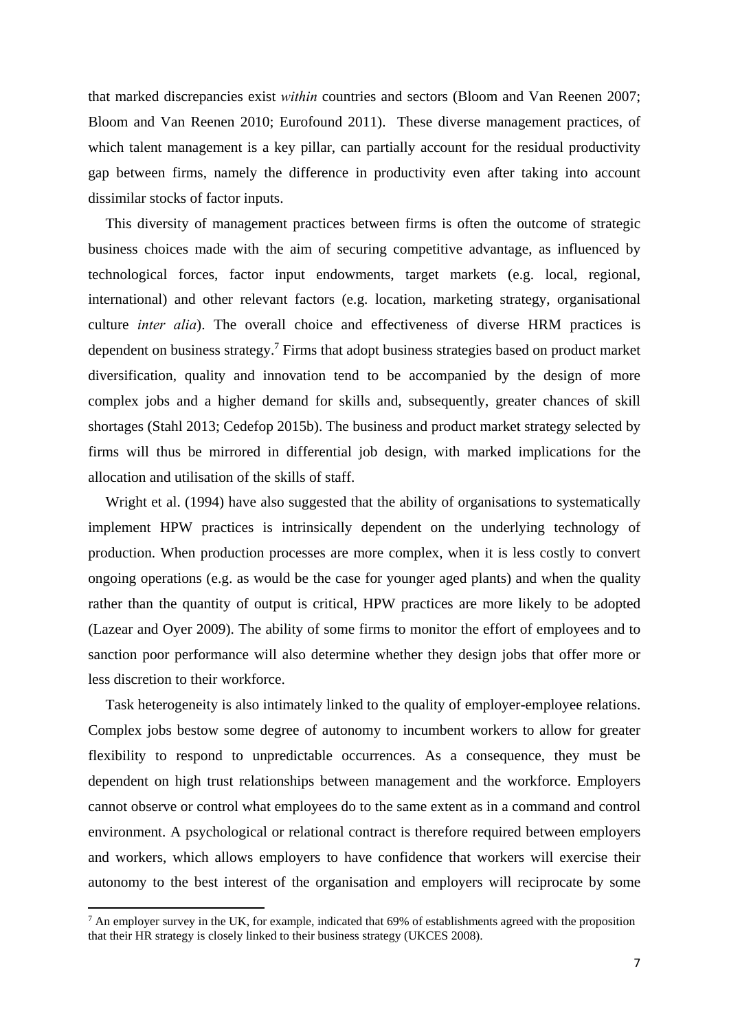that marked discrepancies exist *within* countries and sectors (Bloom and Van Reenen 2007; Bloom and Van Reenen 2010; Eurofound 2011). These diverse management practices, of which talent management is a key pillar, can partially account for the residual productivity gap between firms, namely the difference in productivity even after taking into account dissimilar stocks of factor inputs.

This diversity of management practices between firms is often the outcome of strategic business choices made with the aim of securing competitive advantage, as influenced by technological forces, factor input endowments, target markets (e.g. local, regional, international) and other relevant factors (e.g. location, marketing strategy, organisational culture *inter alia*). The overall choice and effectiveness of diverse HRM practices is dependent on business strategy.[7] Firms that adopt business strategies based on product market diversification, quality and innovation tend to be accompanied by the design of more complex jobs and a higher demand for skills and, subsequently, greater chances of skill shortages (Stahl 2013; Cedefop 2015b). The business and product market strategy selected by firms will thus be mirrored in differential job design, with marked implications for the allocation and utilisation of the skills of staff.

Wright et al. (1994) have also suggested that the ability of organisations to systematically implement HPW practices is intrinsically dependent on the underlying technology of production. When production processes are more complex, when it is less costly to convert ongoing operations (e.g. as would be the case for younger aged plants) and when the quality rather than the quantity of output is critical, HPW practices are more likely to be adopted (Lazear and Oyer 2009). The ability of some firms to monitor the effort of employees and to sanction poor performance will also determine whether they design jobs that offer more or less discretion to their workforce.

Task heterogeneity is also intimately linked to the quality of employer-employee relations. Complex jobs bestow some degree of autonomy to incumbent workers to allow for greater flexibility to respond to unpredictable occurrences. As a consequence, they must be dependent on high trust relationships between management and the workforce. Employers cannot observe or control what employees do to the same extent as in a command and control environment. A psychological or relational contract is therefore required between employers and workers, which allows employers to have confidence that workers will exercise their autonomy to the best interest of the organisation and employers will reciprocate by some

[7] An employer survey in the UK, for example, indicated that 69% of establishments agreed with the proposition that their HR strategy is closely linked to their business strategy (UKCES 2008).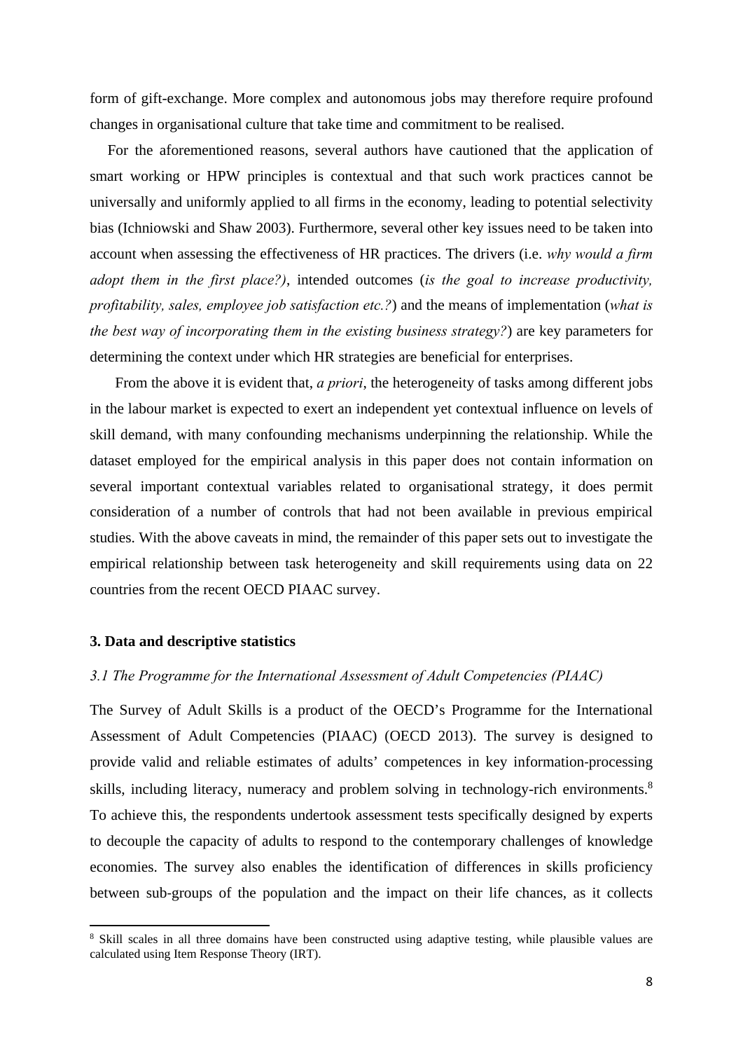form of gift-exchange. More complex and autonomous jobs may therefore require profound changes in organisational culture that take time and commitment to be realised.

For the aforementioned reasons, several authors have cautioned that the application of smart working or HPW principles is contextual and that such work practices cannot be universally and uniformly applied to all firms in the economy, leading to potential selectivity bias (Ichniowski and Shaw 2003). Furthermore, several other key issues need to be taken into account when assessing the effectiveness of HR practices. The drivers (i.e. *why would a firm adopt them in the first place?)*, intended outcomes (*is the goal to increase productivity, profitability, sales, employee job satisfaction etc.?*) and the means of implementation (*what is the best way of incorporating them in the existing business strategy?*) are key parameters for determining the context under which HR strategies are beneficial for enterprises.

From the above it is evident that, *a priori*, the heterogeneity of tasks among different jobs in the labour market is expected to exert an independent yet contextual influence on levels of skill demand, with many confounding mechanisms underpinning the relationship. While the dataset employed for the empirical analysis in this paper does not contain information on several important contextual variables related to organisational strategy, it does permit consideration of a number of controls that had not been available in previous empirical studies. With the above caveats in mind, the remainder of this paper sets out to investigate the empirical relationship between task heterogeneity and skill requirements using data on 22 countries from the recent OECD PIAAC survey.

## 3. Data and descriptive statistics

### *3.1 The Programme for the International Assessment of Adult Competencies (PIAAC)*

The Survey of Adult Skills is a product of the OECD's Programme for the International Assessment of Adult Competencies (PIAAC) (OECD 2013). The survey is designed to provide valid and reliable estimates of adults' competences in key information-processing skills, including literacy, numeracy and problem solving in technology-rich environments.[8] To achieve this, the respondents undertook assessment tests specifically designed by experts to decouple the capacity of adults to respond to the contemporary challenges of knowledge economies. The survey also enables the identification of differences in skills proficiency between sub-groups of the population and the impact on their life chances, as it collects

[8] Skill scales in all three domains have been constructed using adaptive testing, while plausible values are calculated using Item Response Theory (IRT).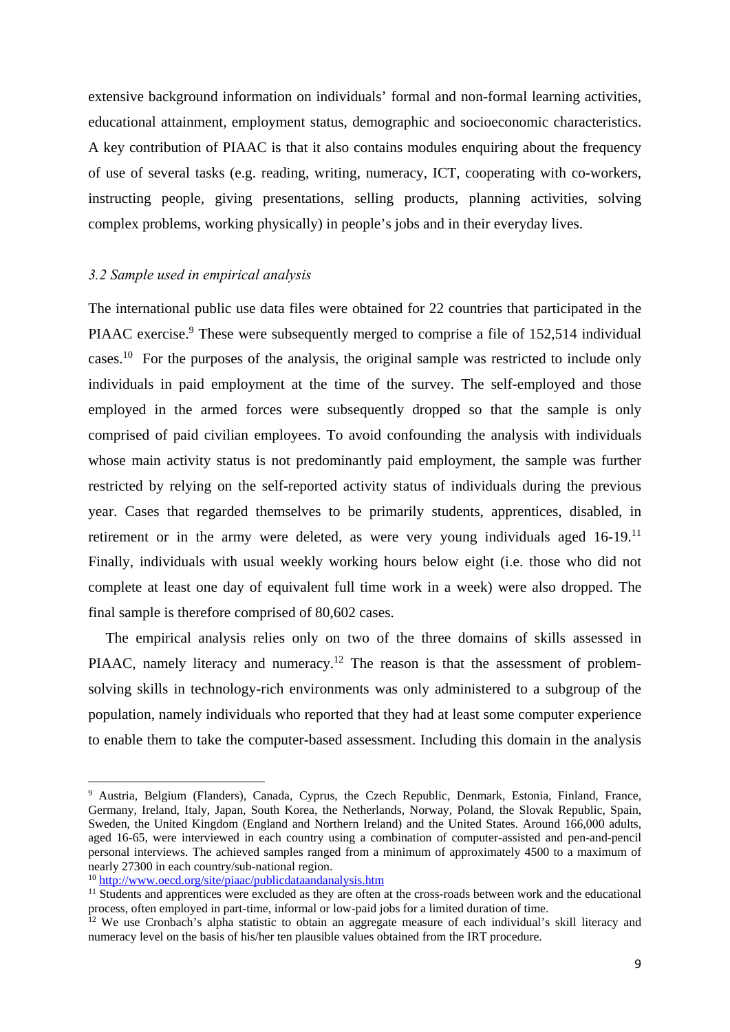extensive background information on individuals' formal and non-formal learning activities, educational attainment, employment status, demographic and socioeconomic characteristics. A key contribution of PIAAC is that it also contains modules enquiring about the frequency of use of several tasks (e.g. reading, writing, numeracy, ICT, cooperating with co-workers, instructing people, giving presentations, selling products, planning activities, solving complex problems, working physically) in people's jobs and in their everyday lives.

### *3.2 Sample used in empirical analysis*

The international public use data files were obtained for 22 countries that participated in the PIAAC exercise.[9] These were subsequently merged to comprise a file of 152,514 individual cases.[10] For the purposes of the analysis, the original sample was restricted to include only individuals in paid employment at the time of the survey. The self-employed and those employed in the armed forces were subsequently dropped so that the sample is only comprised of paid civilian employees. To avoid confounding the analysis with individuals whose main activity status is not predominantly paid employment, the sample was further restricted by relying on the self-reported activity status of individuals during the previous year. Cases that regarded themselves to be primarily students, apprentices, disabled, in retirement or in the army were deleted, as were very young individuals aged 16-19.[11] Finally, individuals with usual weekly working hours below eight (i.e. those who did not complete at least one day of equivalent full time work in a week) were also dropped. The final sample is therefore comprised of 80,602 cases.

The empirical analysis relies only on two of the three domains of skills assessed in PIAAC, namely literacy and numeracy.[12] The reason is that the assessment of problem-solving skills in technology-rich environments was only administered to a subgroup of the population, namely individuals who reported that they had at least some computer experience to enable them to take the computer-based assessment. Including this domain in the analysis

---

[9] Austria, Belgium (Flanders), Canada, Cyprus, the Czech Republic, Denmark, Estonia, Finland, France, Germany, Ireland, Italy, Japan, South Korea, the Netherlands, Norway, Poland, the Slovak Republic, Spain, Sweden, the United Kingdom (England and Northern Ireland) and the United States. Around 166,000 adults, aged 16-65, were interviewed in each country using a combination of computer-assisted and pen-and-pencil personal interviews. The achieved samples ranged from a minimum of approximately 4500 to a maximum of nearly 27300 in each country/sub-national region.

[10] http://www.oecd.org/site/piaac/publicdataandanalysis.htm

[11] Students and apprentices were excluded as they are often at the cross-roads between work and the educational process, often employed in part-time, informal or low-paid jobs for a limited duration of time.

[12] We use Cronbach's alpha statistic to obtain an aggregate measure of each individual's skill literacy and numeracy level on the basis of his/her ten plausible values obtained from the IRT procedure.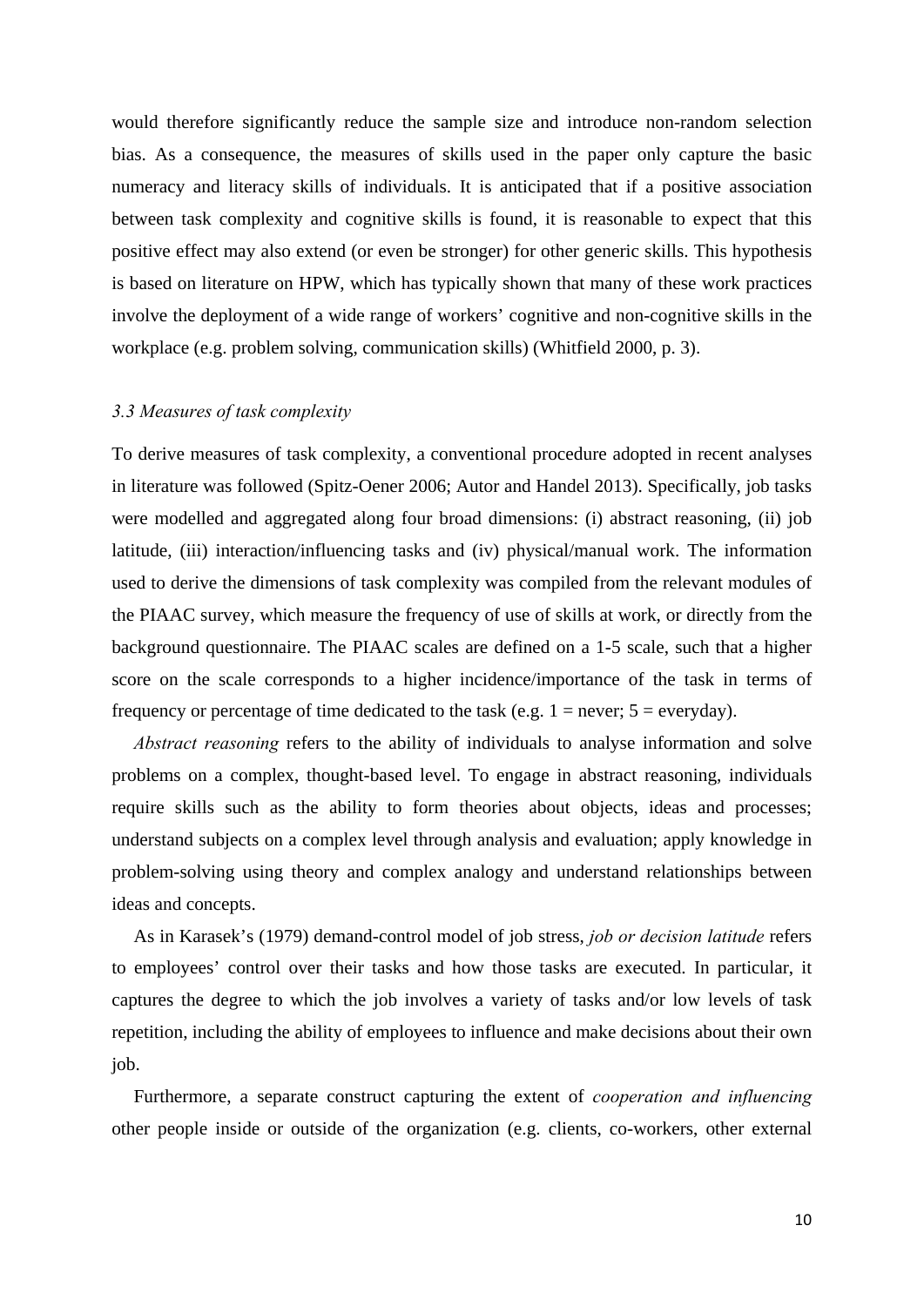would therefore significantly reduce the sample size and introduce non-random selection bias. As a consequence, the measures of skills used in the paper only capture the basic numeracy and literacy skills of individuals. It is anticipated that if a positive association between task complexity and cognitive skills is found, it is reasonable to expect that this positive effect may also extend (or even be stronger) for other generic skills. This hypothesis is based on literature on HPW, which has typically shown that many of these work practices involve the deployment of a wide range of workers' cognitive and non-cognitive skills in the workplace (e.g. problem solving, communication skills) (Whitfield 2000, p. 3).

### *3.3 Measures of task complexity*

To derive measures of task complexity, a conventional procedure adopted in recent analyses in literature was followed (Spitz-Oener 2006; Autor and Handel 2013). Specifically, job tasks were modelled and aggregated along four broad dimensions: (i) abstract reasoning, (ii) job latitude, (iii) interaction/influencing tasks and (iv) physical/manual work. The information used to derive the dimensions of task complexity was compiled from the relevant modules of the PIAAC survey, which measure the frequency of use of skills at work, or directly from the background questionnaire. The PIAAC scales are defined on a 1-5 scale, such that a higher score on the scale corresponds to a higher incidence/importance of the task in terms of frequency or percentage of time dedicated to the task (e.g. 1 = never; 5 = everyday).

*Abstract reasoning* refers to the ability of individuals to analyse information and solve problems on a complex, thought-based level. To engage in abstract reasoning, individuals require skills such as the ability to form theories about objects, ideas and processes; understand subjects on a complex level through analysis and evaluation; apply knowledge in problem-solving using theory and complex analogy and understand relationships between ideas and concepts.

As in Karasek's (1979) demand-control model of job stress, *job or decision latitude* refers to employees' control over their tasks and how those tasks are executed. In particular, it captures the degree to which the job involves a variety of tasks and/or low levels of task repetition, including the ability of employees to influence and make decisions about their own job.

Furthermore, a separate construct capturing the extent of *cooperation and influencing* other people inside or outside of the organization (e.g. clients, co-workers, other external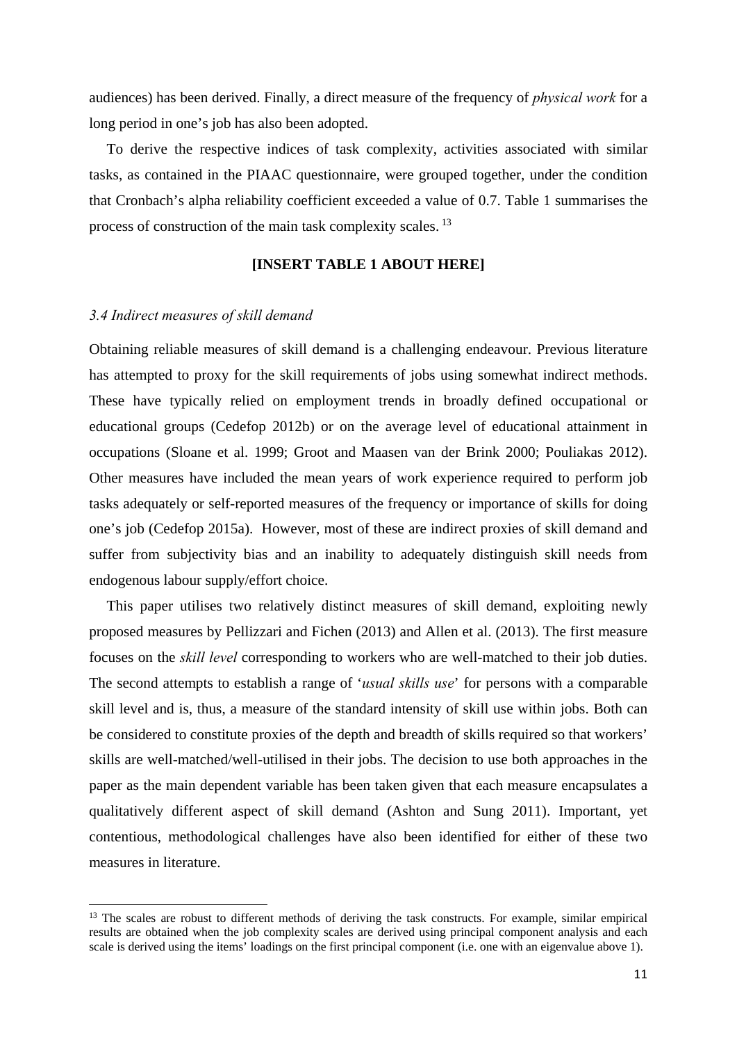audiences) has been derived. Finally, a direct measure of the frequency of *physical work* for a long period in one's job has also been adopted.

To derive the respective indices of task complexity, activities associated with similar tasks, as contained in the PIAAC questionnaire, were grouped together, under the condition that Cronbach's alpha reliability coefficient exceeded a value of 0.7. Table 1 summarises the process of construction of the main task complexity scales. [13]

**[INSERT TABLE 1 ABOUT HERE]**

### *3.4 Indirect measures of skill demand*

Obtaining reliable measures of skill demand is a challenging endeavour. Previous literature has attempted to proxy for the skill requirements of jobs using somewhat indirect methods. These have typically relied on employment trends in broadly defined occupational or educational groups (Cedefop 2012b) or on the average level of educational attainment in occupations (Sloane et al. 1999; Groot and Maasen van der Brink 2000; Pouliakas 2012). Other measures have included the mean years of work experience required to perform job tasks adequately or self-reported measures of the frequency or importance of skills for doing one's job (Cedefop 2015a). However, most of these are indirect proxies of skill demand and suffer from subjectivity bias and an inability to adequately distinguish skill needs from endogenous labour supply/effort choice.

This paper utilises two relatively distinct measures of skill demand, exploiting newly proposed measures by Pellizzari and Fichen (2013) and Allen et al. (2013). The first measure focuses on the *skill level* corresponding to workers who are well-matched to their job duties. The second attempts to establish a range of '*usual skills use*' for persons with a comparable skill level and is, thus, a measure of the standard intensity of skill use within jobs. Both can be considered to constitute proxies of the depth and breadth of skills required so that workers' skills are well-matched/well-utilised in their jobs. The decision to use both approaches in the paper as the main dependent variable has been taken given that each measure encapsulates a qualitatively different aspect of skill demand (Ashton and Sung 2011). Important, yet contentious, methodological challenges have also been identified for either of these two measures in literature.

---

[13] The scales are robust to different methods of deriving the task constructs. For example, similar empirical results are obtained when the job complexity scales are derived using principal component analysis and each scale is derived using the items' loadings on the first principal component (i.e. one with an eigenvalue above 1).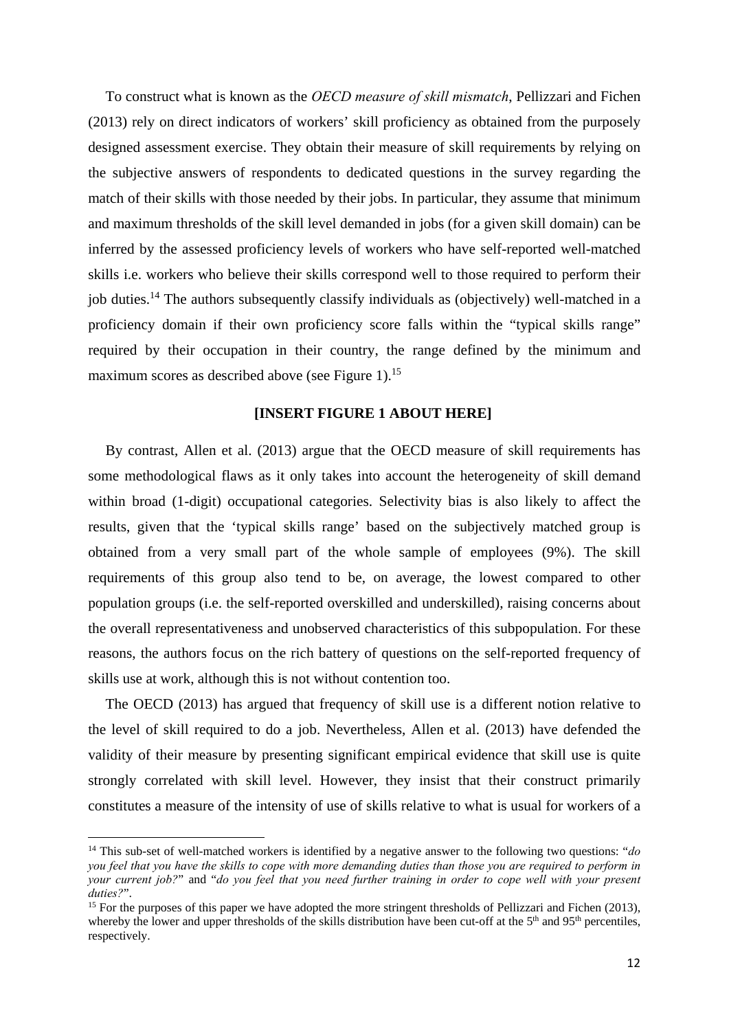To construct what is known as the *OECD measure of skill mismatch*, Pellizzari and Fichen (2013) rely on direct indicators of workers' skill proficiency as obtained from the purposely designed assessment exercise. They obtain their measure of skill requirements by relying on the subjective answers of respondents to dedicated questions in the survey regarding the match of their skills with those needed by their jobs. In particular, they assume that minimum and maximum thresholds of the skill level demanded in jobs (for a given skill domain) can be inferred by the assessed proficiency levels of workers who have self-reported well-matched skills i.e. workers who believe their skills correspond well to those required to perform their job duties.[14] The authors subsequently classify individuals as (objectively) well-matched in a proficiency domain if their own proficiency score falls within the "typical skills range" required by their occupation in their country, the range defined by the minimum and maximum scores as described above (see Figure 1).[15]

**[INSERT FIGURE 1 ABOUT HERE]**

By contrast, Allen et al. (2013) argue that the OECD measure of skill requirements has some methodological flaws as it only takes into account the heterogeneity of skill demand within broad (1-digit) occupational categories. Selectivity bias is also likely to affect the results, given that the 'typical skills range' based on the subjectively matched group is obtained from a very small part of the whole sample of employees (9%). The skill requirements of this group also tend to be, on average, the lowest compared to other population groups (i.e. the self-reported overskilled and underskilled), raising concerns about the overall representativeness and unobserved characteristics of this subpopulation. For these reasons, the authors focus on the rich battery of questions on the self-reported frequency of skills use at work, although this is not without contention too.

The OECD (2013) has argued that frequency of skill use is a different notion relative to the level of skill required to do a job. Nevertheless, Allen et al. (2013) have defended the validity of their measure by presenting significant empirical evidence that skill use is quite strongly correlated with skill level. However, they insist that their construct primarily constitutes a measure of the intensity of use of skills relative to what is usual for workers of a

[14] This sub-set of well-matched workers is identified by a negative answer to the following two questions: "*do you feel that you have the skills to cope with more demanding duties than those you are required to perform in your current job?*" and "*do you feel that you need further training in order to cope well with your present duties?*".

[15] For the purposes of this paper we have adopted the more stringent thresholds of Pellizzari and Fichen (2013), whereby the lower and upper thresholds of the skills distribution have been cut-off at the 5th and 95th percentiles, respectively.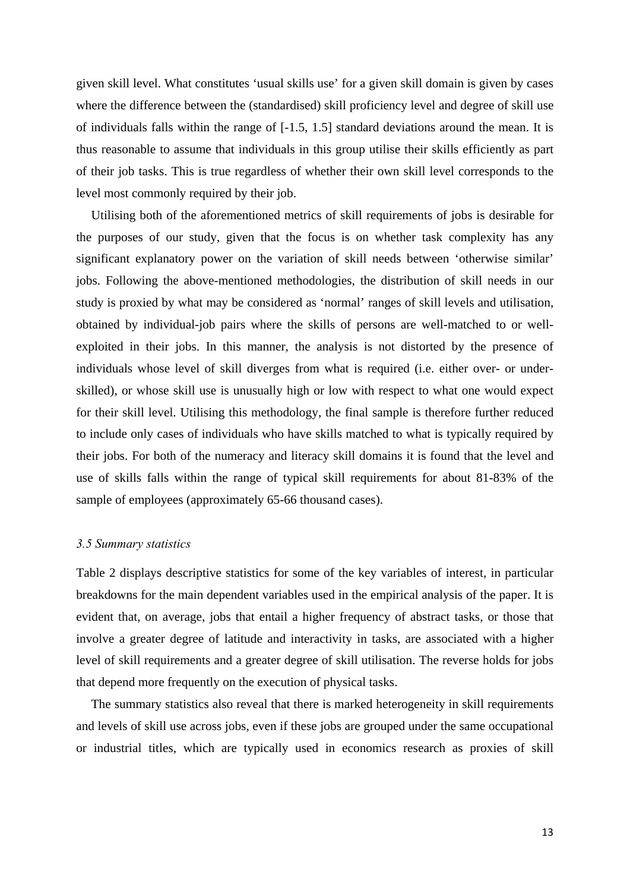given skill level. What constitutes 'usual skills use' for a given skill domain is given by cases where the difference between the (standardised) skill proficiency level and degree of skill use of individuals falls within the range of [-1.5, 1.5] standard deviations around the mean. It is thus reasonable to assume that individuals in this group utilise their skills efficiently as part of their job tasks. This is true regardless of whether their own skill level corresponds to the level most commonly required by their job.

Utilising both of the aforementioned metrics of skill requirements of jobs is desirable for the purposes of our study, given that the focus is on whether task complexity has any significant explanatory power on the variation of skill needs between 'otherwise similar' jobs. Following the above-mentioned methodologies, the distribution of skill needs in our study is proxied by what may be considered as 'normal' ranges of skill levels and utilisation, obtained by individual-job pairs where the skills of persons are well-matched to or well-exploited in their jobs. In this manner, the analysis is not distorted by the presence of individuals whose level of skill diverges from what is required (i.e. either over- or under-skilled), or whose skill use is unusually high or low with respect to what one would expect for their skill level. Utilising this methodology, the final sample is therefore further reduced to include only cases of individuals who have skills matched to what is typically required by their jobs. For both of the numeracy and literacy skill domains it is found that the level and use of skills falls within the range of typical skill requirements for about 81-83% of the sample of employees (approximately 65-66 thousand cases).

### *3.5 Summary statistics*

Table 2 displays descriptive statistics for some of the key variables of interest, in particular breakdowns for the main dependent variables used in the empirical analysis of the paper. It is evident that, on average, jobs that entail a higher frequency of abstract tasks, or those that involve a greater degree of latitude and interactivity in tasks, are associated with a higher level of skill requirements and a greater degree of skill utilisation. The reverse holds for jobs that depend more frequently on the execution of physical tasks.

The summary statistics also reveal that there is marked heterogeneity in skill requirements and levels of skill use across jobs, even if these jobs are grouped under the same occupational or industrial titles, which are typically used in economics research as proxies of skill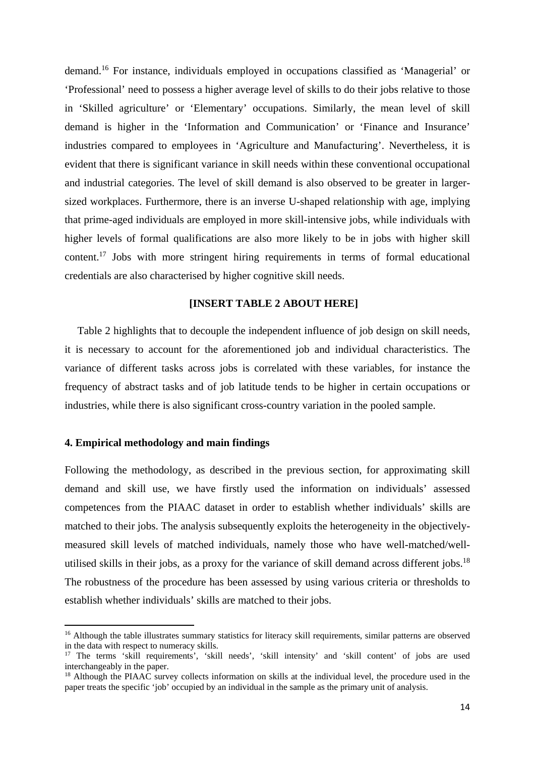demand.[16] For instance, individuals employed in occupations classified as 'Managerial' or 'Professional' need to possess a higher average level of skills to do their jobs relative to those in 'Skilled agriculture' or 'Elementary' occupations. Similarly, the mean level of skill demand is higher in the 'Information and Communication' or 'Finance and Insurance' industries compared to employees in 'Agriculture and Manufacturing'. Nevertheless, it is evident that there is significant variance in skill needs within these conventional occupational and industrial categories. The level of skill demand is also observed to be greater in larger-sized workplaces. Furthermore, there is an inverse U-shaped relationship with age, implying that prime-aged individuals are employed in more skill-intensive jobs, while individuals with higher levels of formal qualifications are also more likely to be in jobs with higher skill content.[17] Jobs with more stringent hiring requirements in terms of formal educational credentials are also characterised by higher cognitive skill needs.

**[INSERT TABLE 2 ABOUT HERE]**

Table 2 highlights that to decouple the independent influence of job design on skill needs, it is necessary to account for the aforementioned job and individual characteristics. The variance of different tasks across jobs is correlated with these variables, for instance the frequency of abstract tasks and of job latitude tends to be higher in certain occupations or industries, while there is also significant cross-country variation in the pooled sample.

#### 4. Empirical methodology and main findings

Following the methodology, as described in the previous section, for approximating skill demand and skill use, we have firstly used the information on individuals' assessed competences from the PIAAC dataset in order to establish whether individuals' skills are matched to their jobs. The analysis subsequently exploits the heterogeneity in the objectively-measured skill levels of matched individuals, namely those who have well-matched/well-utilised skills in their jobs, as a proxy for the variance of skill demand across different jobs.[18] The robustness of the procedure has been assessed by using various criteria or thresholds to establish whether individuals' skills are matched to their jobs.

---

[16] Although the table illustrates summary statistics for literacy skill requirements, similar patterns are observed in the data with respect to numeracy skills.

[17] The terms 'skill requirements', 'skill needs', 'skill intensity' and 'skill content' of jobs are used interchangeably in the paper.

[18] Although the PIAAC survey collects information on skills at the individual level, the procedure used in the paper treats the specific 'job' occupied by an individual in the sample as the primary unit of analysis.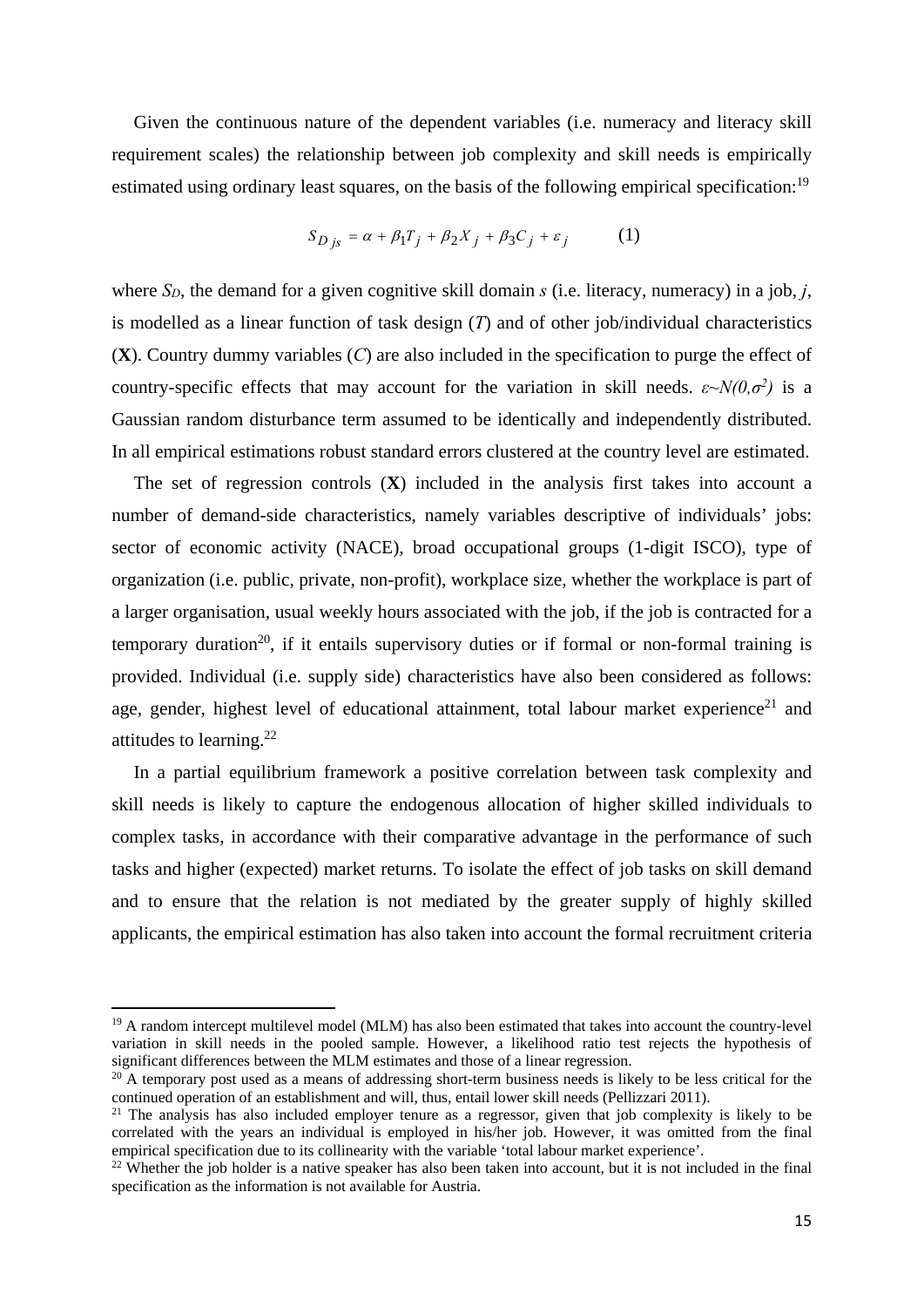Given the continuous nature of the dependent variables (i.e. numeracy and literacy skill requirement scales) the relationship between job complexity and skill needs is empirically estimated using ordinary least squares, on the basis of the following empirical specification:[19]

$$S_{D\,js} = \alpha + \beta_1 T_j + \beta_2 X_j + \beta_3 C_j + \varepsilon_j \qquad (1)$$

where $S_D$, the demand for a given cognitive skill domain $s$ (i.e. literacy, numeracy) in a job, $j$, is modelled as a linear function of task design ($T$) and of other job/individual characteristics ($\mathbf{X}$). Country dummy variables ($C$) are also included in the specification to purge the effect of country-specific effects that may account for the variation in skill needs. $\varepsilon \sim N(0,\sigma^2)$ is a Gaussian random disturbance term assumed to be identically and independently distributed. In all empirical estimations robust standard errors clustered at the country level are estimated.

The set of regression controls ($\mathbf{X}$) included in the analysis first takes into account a number of demand-side characteristics, namely variables descriptive of individuals' jobs: sector of economic activity (NACE), broad occupational groups (1-digit ISCO), type of organization (i.e. public, private, non-profit), workplace size, whether the workplace is part of a larger organisation, usual weekly hours associated with the job, if the job is contracted for a temporary duration[20], if it entails supervisory duties or if formal or non-formal training is provided. Individual (i.e. supply side) characteristics have also been considered as follows: age, gender, highest level of educational attainment, total labour market experience[21] and attitudes to learning.[22]

In a partial equilibrium framework a positive correlation between task complexity and skill needs is likely to capture the endogenous allocation of higher skilled individuals to complex tasks, in accordance with their comparative advantage in the performance of such tasks and higher (expected) market returns. To isolate the effect of job tasks on skill demand and to ensure that the relation is not mediated by the greater supply of highly skilled applicants, the empirical estimation has also taken into account the formal recruitment criteria

---

[19] A random intercept multilevel model (MLM) has also been estimated that takes into account the country-level variation in skill needs in the pooled sample. However, a likelihood ratio test rejects the hypothesis of significant differences between the MLM estimates and those of a linear regression.

[20] A temporary post used as a means of addressing short-term business needs is likely to be less critical for the continued operation of an establishment and will, thus, entail lower skill needs (Pellizzari 2011).

[21] The analysis has also included employer tenure as a regressor, given that job complexity is likely to be correlated with the years an individual is employed in his/her job. However, it was omitted from the final empirical specification due to its collinearity with the variable 'total labour market experience'.

[22] Whether the job holder is a native speaker has also been taken into account, but it is not included in the final specification as the information is not available for Austria.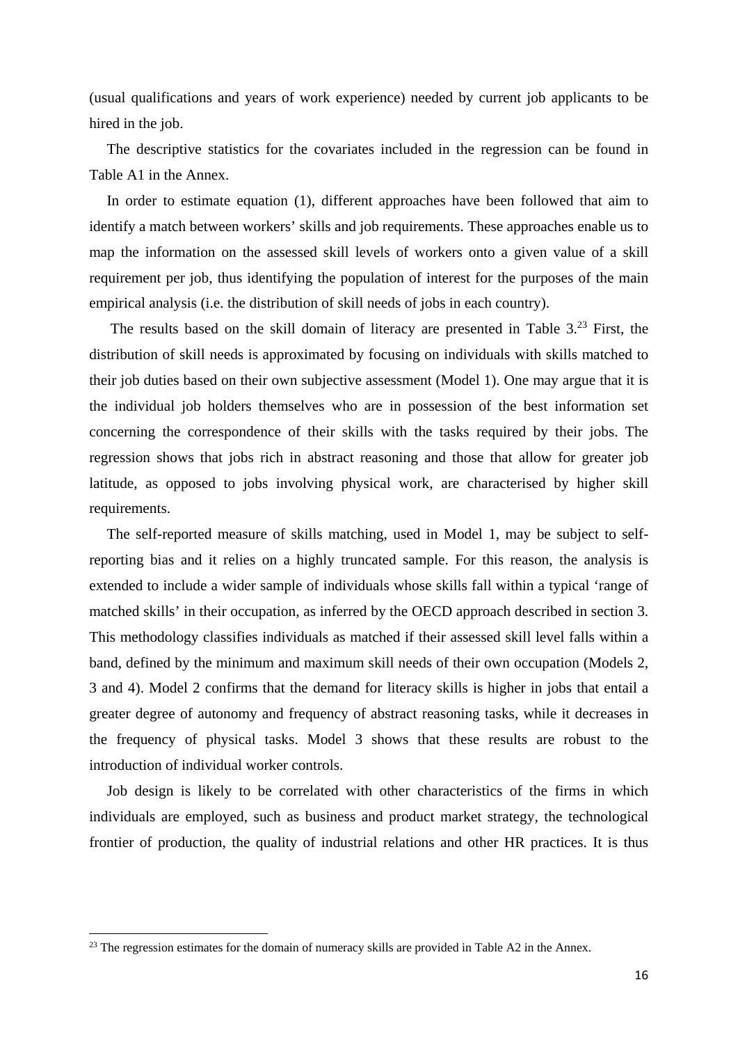(usual qualifications and years of work experience) needed by current job applicants to be hired in the job.

The descriptive statistics for the covariates included in the regression can be found in Table A1 in the Annex.

In order to estimate equation (1), different approaches have been followed that aim to identify a match between workers' skills and job requirements. These approaches enable us to map the information on the assessed skill levels of workers onto a given value of a skill requirement per job, thus identifying the population of interest for the purposes of the main empirical analysis (i.e. the distribution of skill needs of jobs in each country).

The results based on the skill domain of literacy are presented in Table 3.[23] First, the distribution of skill needs is approximated by focusing on individuals with skills matched to their job duties based on their own subjective assessment (Model 1). One may argue that it is the individual job holders themselves who are in possession of the best information set concerning the correspondence of their skills with the tasks required by their jobs. The regression shows that jobs rich in abstract reasoning and those that allow for greater job latitude, as opposed to jobs involving physical work, are characterised by higher skill requirements.

The self-reported measure of skills matching, used in Model 1, may be subject to self-reporting bias and it relies on a highly truncated sample. For this reason, the analysis is extended to include a wider sample of individuals whose skills fall within a typical 'range of matched skills' in their occupation, as inferred by the OECD approach described in section 3. This methodology classifies individuals as matched if their assessed skill level falls within a band, defined by the minimum and maximum skill needs of their own occupation (Models 2, 3 and 4). Model 2 confirms that the demand for literacy skills is higher in jobs that entail a greater degree of autonomy and frequency of abstract reasoning tasks, while it decreases in the frequency of physical tasks. Model 3 shows that these results are robust to the introduction of individual worker controls.

Job design is likely to be correlated with other characteristics of the firms in which individuals are employed, such as business and product market strategy, the technological frontier of production, the quality of industrial relations and other HR practices. It is thus

[23] The regression estimates for the domain of numeracy skills are provided in Table A2 in the Annex.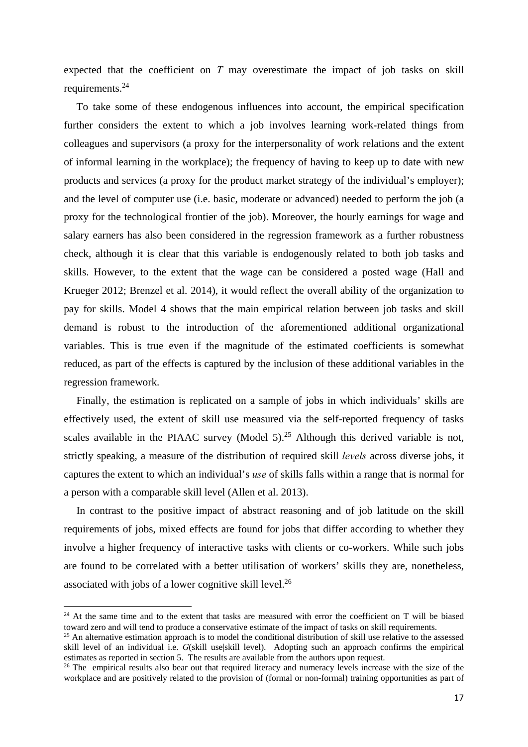expected that the coefficient on $T$ may overestimate the impact of job tasks on skill requirements.[24]

To take some of these endogenous influences into account, the empirical specification further considers the extent to which a job involves learning work-related things from colleagues and supervisors (a proxy for the interpersonality of work relations and the extent of informal learning in the workplace); the frequency of having to keep up to date with new products and services (a proxy for the product market strategy of the individual's employer); and the level of computer use (i.e. basic, moderate or advanced) needed to perform the job (a proxy for the technological frontier of the job). Moreover, the hourly earnings for wage and salary earners has also been considered in the regression framework as a further robustness check, although it is clear that this variable is endogenously related to both job tasks and skills. However, to the extent that the wage can be considered a posted wage (Hall and Krueger 2012; Brenzel et al. 2014), it would reflect the overall ability of the organization to pay for skills. Model 4 shows that the main empirical relation between job tasks and skill demand is robust to the introduction of the aforementioned additional organizational variables. This is true even if the magnitude of the estimated coefficients is somewhat reduced, as part of the effects is captured by the inclusion of these additional variables in the regression framework.

Finally, the estimation is replicated on a sample of jobs in which individuals' skills are effectively used, the extent of skill use measured via the self-reported frequency of tasks scales available in the PIAAC survey (Model 5).[25] Although this derived variable is not, strictly speaking, a measure of the distribution of required skill *levels* across diverse jobs, it captures the extent to which an individual's *use* of skills falls within a range that is normal for a person with a comparable skill level (Allen et al. 2013).

In contrast to the positive impact of abstract reasoning and of job latitude on the skill requirements of jobs, mixed effects are found for jobs that differ according to whether they involve a higher frequency of interactive tasks with clients or co-workers. While such jobs are found to be correlated with a better utilisation of workers' skills they are, nonetheless, associated with jobs of a lower cognitive skill level.[26]

---

[24] At the same time and to the extent that tasks are measured with error the coefficient on T will be biased toward zero and will tend to produce a conservative estimate of the impact of tasks on skill requirements.

[25] An alternative estimation approach is to model the conditional distribution of skill use relative to the assessed skill level of an individual i.e. $G$(skill use|skill level). Adopting such an approach confirms the empirical estimates as reported in section 5. The results are available from the authors upon request.

[26] The empirical results also bear out that required literacy and numeracy levels increase with the size of the workplace and are positively related to the provision of (formal or non-formal) training opportunities as part of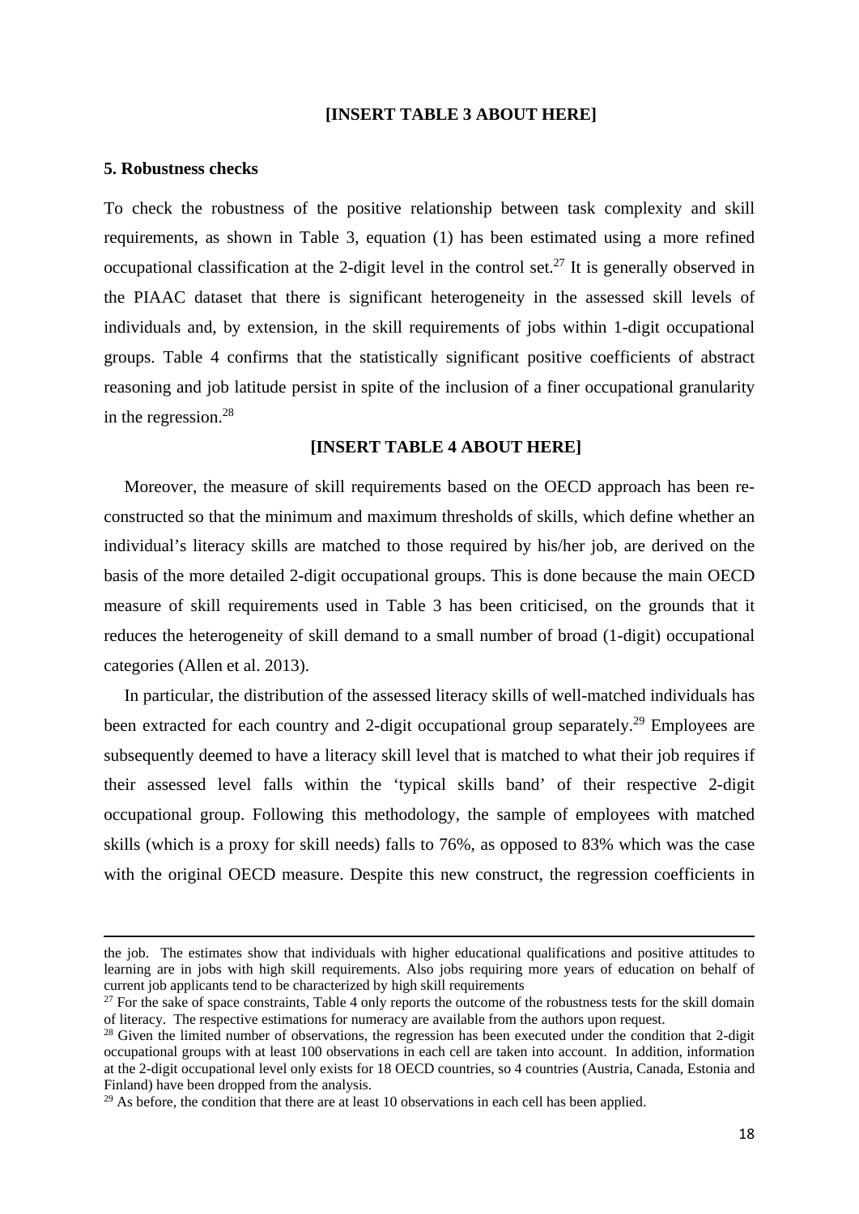**[INSERT TABLE 3 ABOUT HERE]**

## 5. Robustness checks

To check the robustness of the positive relationship between task complexity and skill requirements, as shown in Table 3, equation (1) has been estimated using a more refined occupational classification at the 2-digit level in the control set.[27] It is generally observed in the PIAAC dataset that there is significant heterogeneity in the assessed skill levels of individuals and, by extension, in the skill requirements of jobs within 1-digit occupational groups. Table 4 confirms that the statistically significant positive coefficients of abstract reasoning and job latitude persist in spite of the inclusion of a finer occupational granularity in the regression.[28]

**[INSERT TABLE 4 ABOUT HERE]**

Moreover, the measure of skill requirements based on the OECD approach has been re-constructed so that the minimum and maximum thresholds of skills, which define whether an individual's literacy skills are matched to those required by his/her job, are derived on the basis of the more detailed 2-digit occupational groups. This is done because the main OECD measure of skill requirements used in Table 3 has been criticised, on the grounds that it reduces the heterogeneity of skill demand to a small number of broad (1-digit) occupational categories (Allen et al. 2013).

In particular, the distribution of the assessed literacy skills of well-matched individuals has been extracted for each country and 2-digit occupational group separately.[29] Employees are subsequently deemed to have a literacy skill level that is matched to what their job requires if their assessed level falls within the 'typical skills band' of their respective 2-digit occupational group. Following this methodology, the sample of employees with matched skills (which is a proxy for skill needs) falls to 76%, as opposed to 83% which was the case with the original OECD measure. Despite this new construct, the regression coefficients in

---

the job. The estimates show that individuals with higher educational qualifications and positive attitudes to learning are in jobs with high skill requirements. Also jobs requiring more years of education on behalf of current job applicants tend to be characterized by high skill requirements

[27] For the sake of space constraints, Table 4 only reports the outcome of the robustness tests for the skill domain of literacy. The respective estimations for numeracy are available from the authors upon request.

[28] Given the limited number of observations, the regression has been executed under the condition that 2-digit occupational groups with at least 100 observations in each cell are taken into account. In addition, information at the 2-digit occupational level only exists for 18 OECD countries, so 4 countries (Austria, Canada, Estonia and Finland) have been dropped from the analysis.

[29] As before, the condition that there are at least 10 observations in each cell has been applied.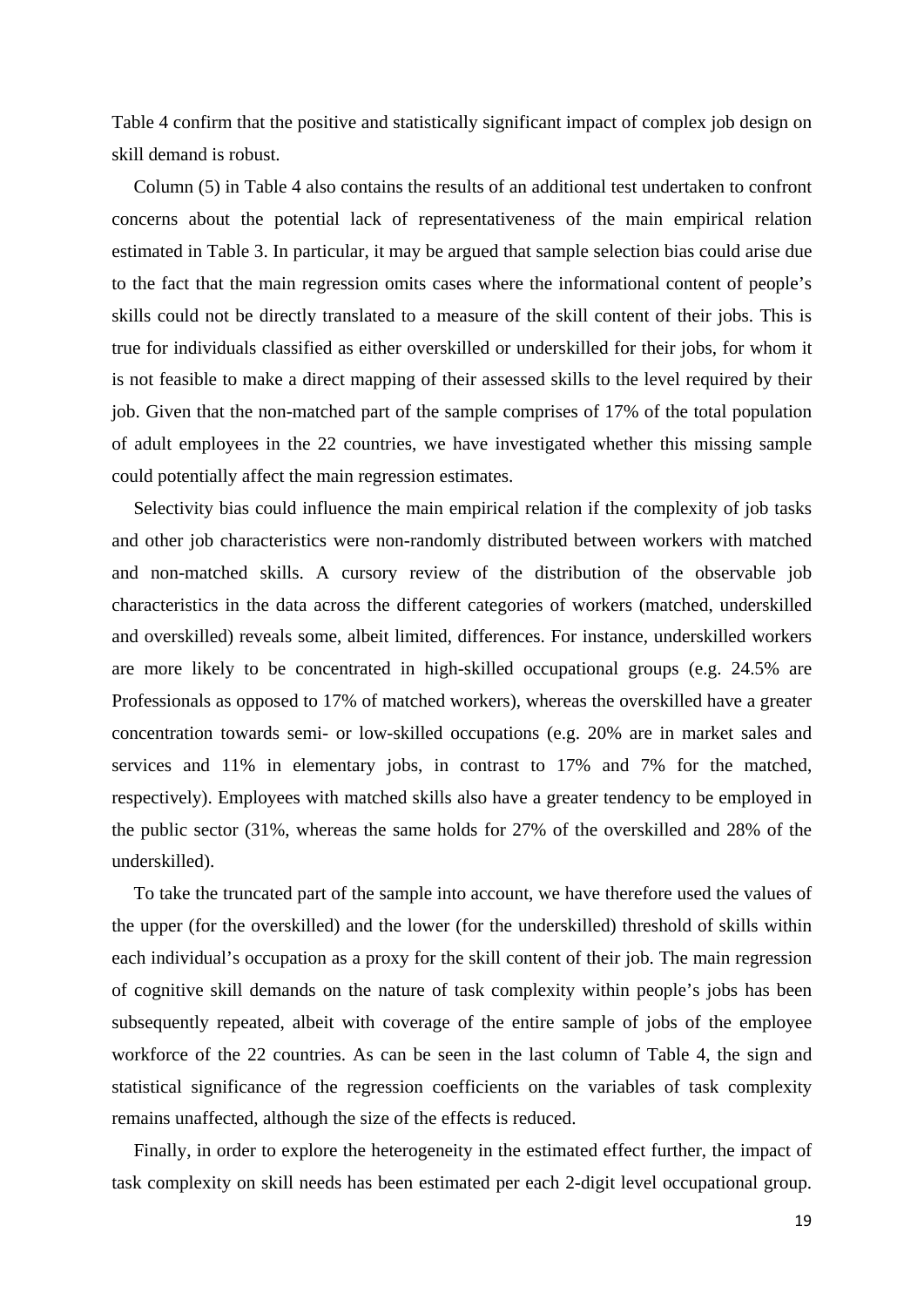Table 4 confirm that the positive and statistically significant impact of complex job design on skill demand is robust.

Column (5) in Table 4 also contains the results of an additional test undertaken to confront concerns about the potential lack of representativeness of the main empirical relation estimated in Table 3. In particular, it may be argued that sample selection bias could arise due to the fact that the main regression omits cases where the informational content of people's skills could not be directly translated to a measure of the skill content of their jobs. This is true for individuals classified as either overskilled or underskilled for their jobs, for whom it is not feasible to make a direct mapping of their assessed skills to the level required by their job. Given that the non-matched part of the sample comprises of 17% of the total population of adult employees in the 22 countries, we have investigated whether this missing sample could potentially affect the main regression estimates.

Selectivity bias could influence the main empirical relation if the complexity of job tasks and other job characteristics were non-randomly distributed between workers with matched and non-matched skills. A cursory review of the distribution of the observable job characteristics in the data across the different categories of workers (matched, underskilled and overskilled) reveals some, albeit limited, differences. For instance, underskilled workers are more likely to be concentrated in high-skilled occupational groups (e.g. 24.5% are Professionals as opposed to 17% of matched workers), whereas the overskilled have a greater concentration towards semi- or low-skilled occupations (e.g. 20% are in market sales and services and 11% in elementary jobs, in contrast to 17% and 7% for the matched, respectively). Employees with matched skills also have a greater tendency to be employed in the public sector (31%, whereas the same holds for 27% of the overskilled and 28% of the underskilled).

To take the truncated part of the sample into account, we have therefore used the values of the upper (for the overskilled) and the lower (for the underskilled) threshold of skills within each individual's occupation as a proxy for the skill content of their job. The main regression of cognitive skill demands on the nature of task complexity within people's jobs has been subsequently repeated, albeit with coverage of the entire sample of jobs of the employee workforce of the 22 countries. As can be seen in the last column of Table 4, the sign and statistical significance of the regression coefficients on the variables of task complexity remains unaffected, although the size of the effects is reduced.

Finally, in order to explore the heterogeneity in the estimated effect further, the impact of task complexity on skill needs has been estimated per each 2-digit level occupational group.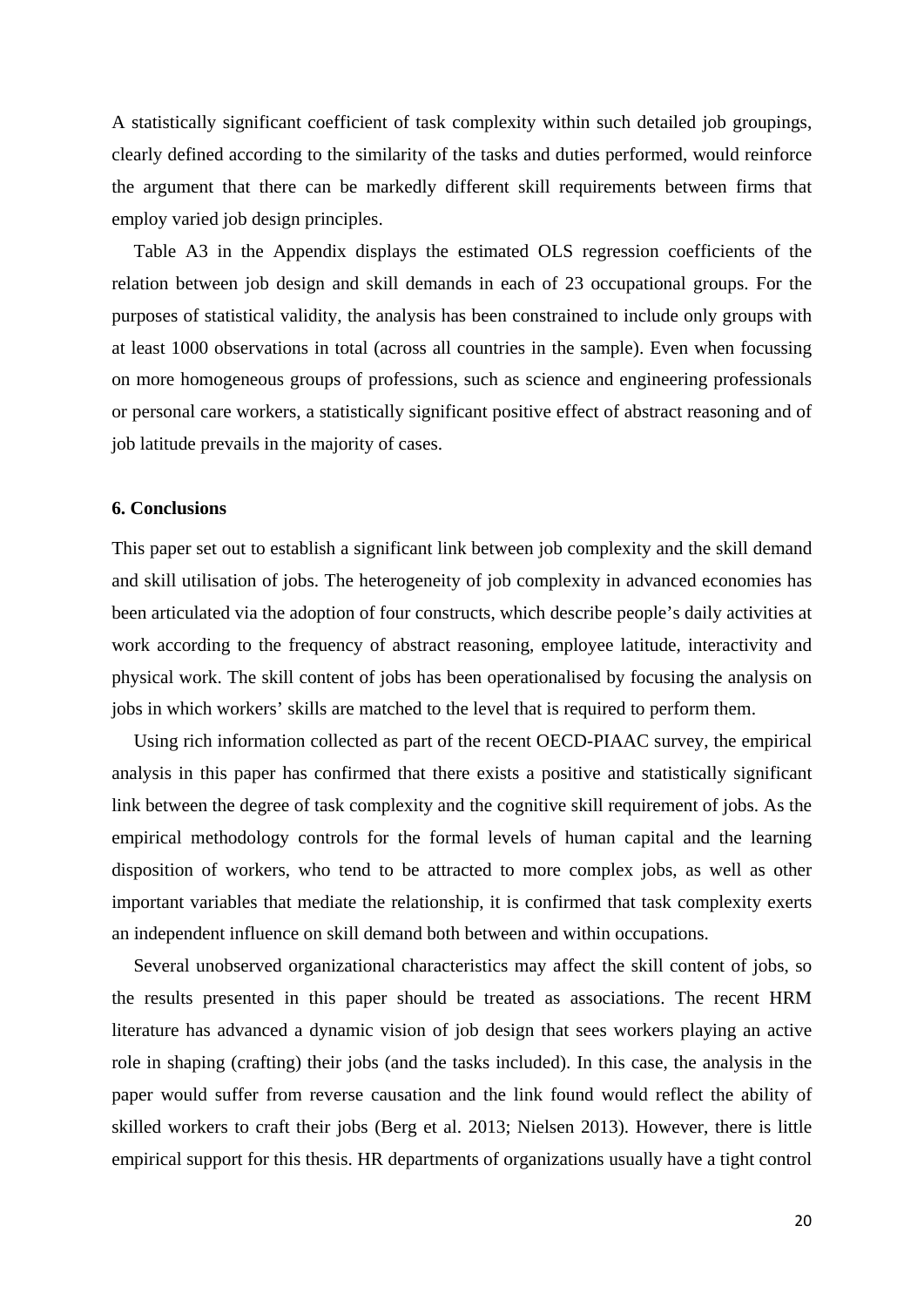A statistically significant coefficient of task complexity within such detailed job groupings, clearly defined according to the similarity of the tasks and duties performed, would reinforce the argument that there can be markedly different skill requirements between firms that employ varied job design principles.

Table A3 in the Appendix displays the estimated OLS regression coefficients of the relation between job design and skill demands in each of 23 occupational groups. For the purposes of statistical validity, the analysis has been constrained to include only groups with at least 1000 observations in total (across all countries in the sample). Even when focussing on more homogeneous groups of professions, such as science and engineering professionals or personal care workers, a statistically significant positive effect of abstract reasoning and of job latitude prevails in the majority of cases.

## 6. Conclusions

This paper set out to establish a significant link between job complexity and the skill demand and skill utilisation of jobs. The heterogeneity of job complexity in advanced economies has been articulated via the adoption of four constructs, which describe people's daily activities at work according to the frequency of abstract reasoning, employee latitude, interactivity and physical work. The skill content of jobs has been operationalised by focusing the analysis on jobs in which workers' skills are matched to the level that is required to perform them.

Using rich information collected as part of the recent OECD-PIAAC survey, the empirical analysis in this paper has confirmed that there exists a positive and statistically significant link between the degree of task complexity and the cognitive skill requirement of jobs. As the empirical methodology controls for the formal levels of human capital and the learning disposition of workers, who tend to be attracted to more complex jobs, as well as other important variables that mediate the relationship, it is confirmed that task complexity exerts an independent influence on skill demand both between and within occupations.

Several unobserved organizational characteristics may affect the skill content of jobs, so the results presented in this paper should be treated as associations. The recent HRM literature has advanced a dynamic vision of job design that sees workers playing an active role in shaping (crafting) their jobs (and the tasks included). In this case, the analysis in the paper would suffer from reverse causation and the link found would reflect the ability of skilled workers to craft their jobs (Berg et al. 2013; Nielsen 2013). However, there is little empirical support for this thesis. HR departments of organizations usually have a tight control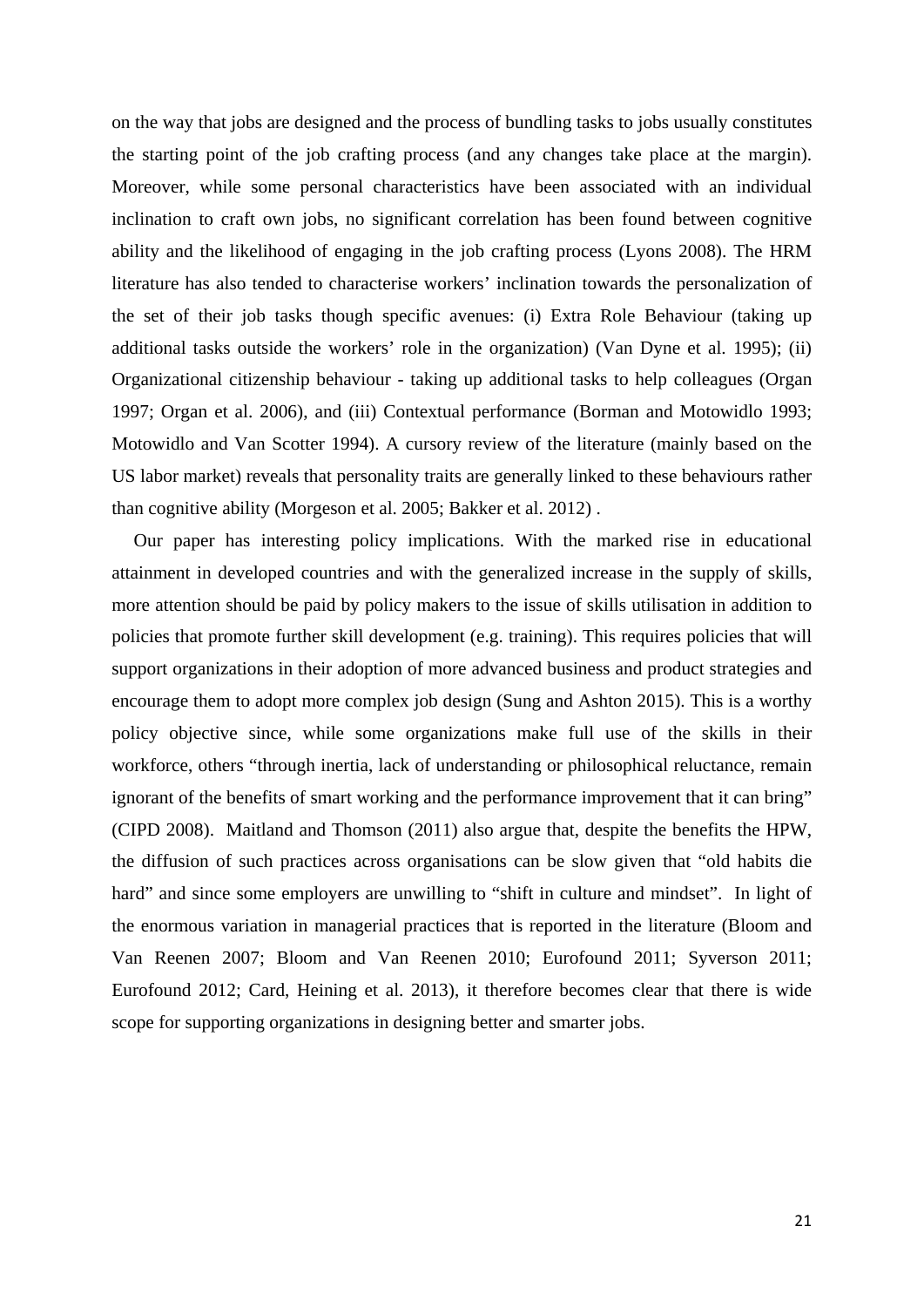on the way that jobs are designed and the process of bundling tasks to jobs usually constitutes the starting point of the job crafting process (and any changes take place at the margin). Moreover, while some personal characteristics have been associated with an individual inclination to craft own jobs, no significant correlation has been found between cognitive ability and the likelihood of engaging in the job crafting process (Lyons 2008). The HRM literature has also tended to characterise workers' inclination towards the personalization of the set of their job tasks though specific avenues: (i) Extra Role Behaviour (taking up additional tasks outside the workers' role in the organization) (Van Dyne et al. 1995); (ii) Organizational citizenship behaviour - taking up additional tasks to help colleagues (Organ 1997; Organ et al. 2006), and (iii) Contextual performance (Borman and Motowidlo 1993; Motowidlo and Van Scotter 1994). A cursory review of the literature (mainly based on the US labor market) reveals that personality traits are generally linked to these behaviours rather than cognitive ability (Morgeson et al. 2005; Bakker et al. 2012) .

Our paper has interesting policy implications. With the marked rise in educational attainment in developed countries and with the generalized increase in the supply of skills, more attention should be paid by policy makers to the issue of skills utilisation in addition to policies that promote further skill development (e.g. training). This requires policies that will support organizations in their adoption of more advanced business and product strategies and encourage them to adopt more complex job design (Sung and Ashton 2015). This is a worthy policy objective since, while some organizations make full use of the skills in their workforce, others "through inertia, lack of understanding or philosophical reluctance, remain ignorant of the benefits of smart working and the performance improvement that it can bring" (CIPD 2008). Maitland and Thomson (2011) also argue that, despite the benefits the HPW, the diffusion of such practices across organisations can be slow given that "old habits die hard" and since some employers are unwilling to "shift in culture and mindset". In light of the enormous variation in managerial practices that is reported in the literature (Bloom and Van Reenen 2007; Bloom and Van Reenen 2010; Eurofound 2011; Syverson 2011; Eurofound 2012; Card, Heining et al. 2013), it therefore becomes clear that there is wide scope for supporting organizations in designing better and smarter jobs.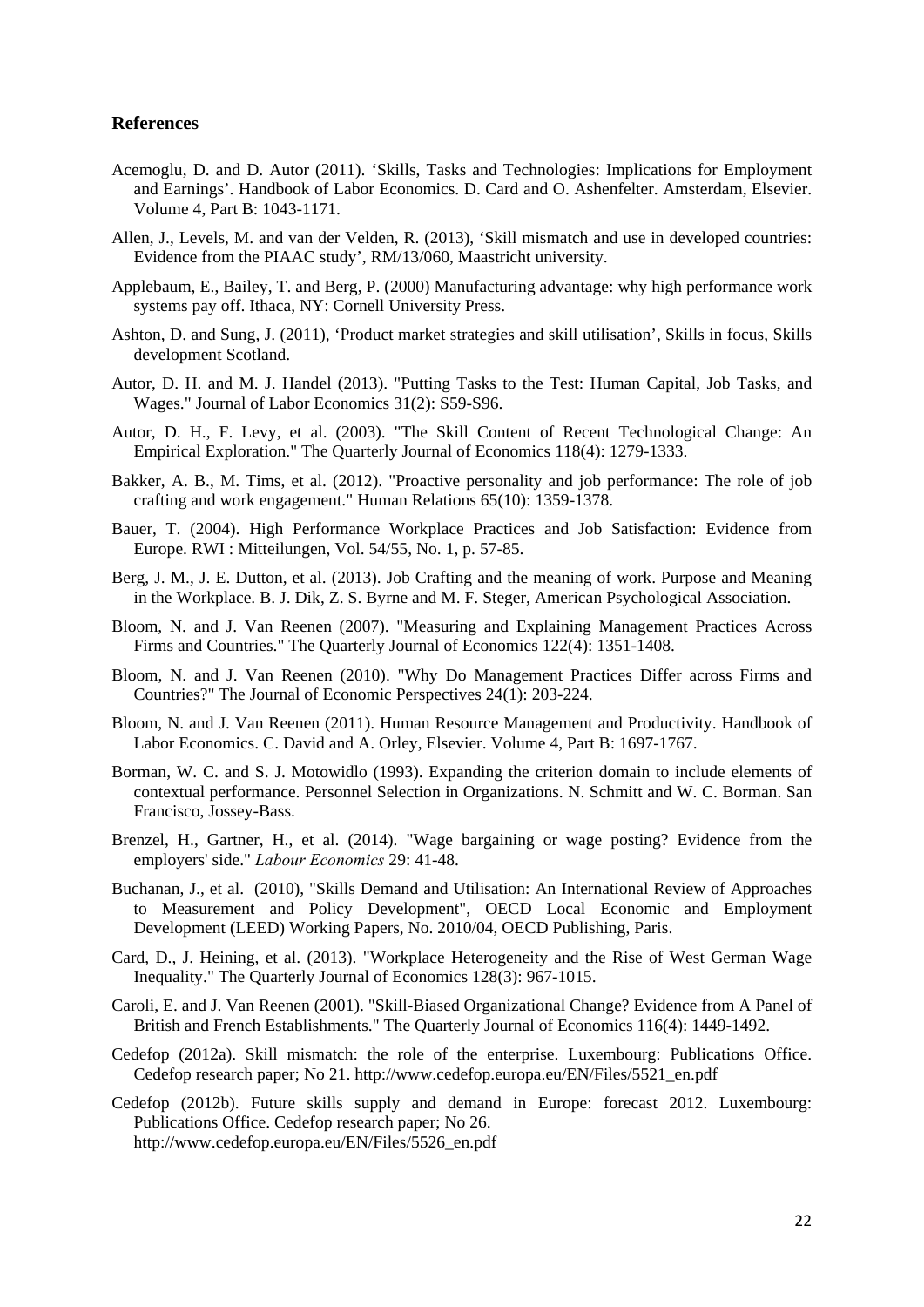## References

Acemoglu, D. and D. Autor (2011). 'Skills, Tasks and Technologies: Implications for Employment and Earnings'. Handbook of Labor Economics. D. Card and O. Ashenfelter. Amsterdam, Elsevier. Volume 4, Part B: 1043-1171.

Allen, J., Levels, M. and van der Velden, R. (2013), 'Skill mismatch and use in developed countries: Evidence from the PIAAC study', RM/13/060, Maastricht university.

Applebaum, E., Bailey, T. and Berg, P. (2000) Manufacturing advantage: why high performance work systems pay off. Ithaca, NY: Cornell University Press.

Ashton, D. and Sung, J. (2011), 'Product market strategies and skill utilisation', Skills in focus, Skills development Scotland.

Autor, D. H. and M. J. Handel (2013). "Putting Tasks to the Test: Human Capital, Job Tasks, and Wages." Journal of Labor Economics 31(2): S59-S96.

Autor, D. H., F. Levy, et al. (2003). "The Skill Content of Recent Technological Change: An Empirical Exploration." The Quarterly Journal of Economics 118(4): 1279-1333.

Bakker, A. B., M. Tims, et al. (2012). "Proactive personality and job performance: The role of job crafting and work engagement." Human Relations 65(10): 1359-1378.

Bauer, T. (2004). High Performance Workplace Practices and Job Satisfaction: Evidence from Europe. RWI : Mitteilungen, Vol. 54/55, No. 1, p. 57-85.

Berg, J. M., J. E. Dutton, et al. (2013). Job Crafting and the meaning of work. Purpose and Meaning in the Workplace. B. J. Dik, Z. S. Byrne and M. F. Steger, American Psychological Association.

Bloom, N. and J. Van Reenen (2007). "Measuring and Explaining Management Practices Across Firms and Countries." The Quarterly Journal of Economics 122(4): 1351-1408.

Bloom, N. and J. Van Reenen (2010). "Why Do Management Practices Differ across Firms and Countries?" The Journal of Economic Perspectives 24(1): 203-224.

Bloom, N. and J. Van Reenen (2011). Human Resource Management and Productivity. Handbook of Labor Economics. C. David and A. Orley, Elsevier. Volume 4, Part B: 1697-1767.

Borman, W. C. and S. J. Motowidlo (1993). Expanding the criterion domain to include elements of contextual performance. Personnel Selection in Organizations. N. Schmitt and W. C. Borman. San Francisco, Jossey-Bass.

Brenzel, H., Gartner, H., et al. (2014). "Wage bargaining or wage posting? Evidence from the employers' side." *Labour Economics* 29: 41-48.

Buchanan, J., et al. (2010), "Skills Demand and Utilisation: An International Review of Approaches to Measurement and Policy Development", OECD Local Economic and Employment Development (LEED) Working Papers, No. 2010/04, OECD Publishing, Paris.

Card, D., J. Heining, et al. (2013). "Workplace Heterogeneity and the Rise of West German Wage Inequality." The Quarterly Journal of Economics 128(3): 967-1015.

Caroli, E. and J. Van Reenen (2001). "Skill-Biased Organizational Change? Evidence from A Panel of British and French Establishments." The Quarterly Journal of Economics 116(4): 1449-1492.

Cedefop (2012a). Skill mismatch: the role of the enterprise. Luxembourg: Publications Office. Cedefop research paper; No 21. http://www.cedefop.europa.eu/EN/Files/5521_en.pdf

Cedefop (2012b). Future skills supply and demand in Europe: forecast 2012. Luxembourg: Publications Office. Cedefop research paper; No 26. http://www.cedefop.europa.eu/EN/Files/5526_en.pdf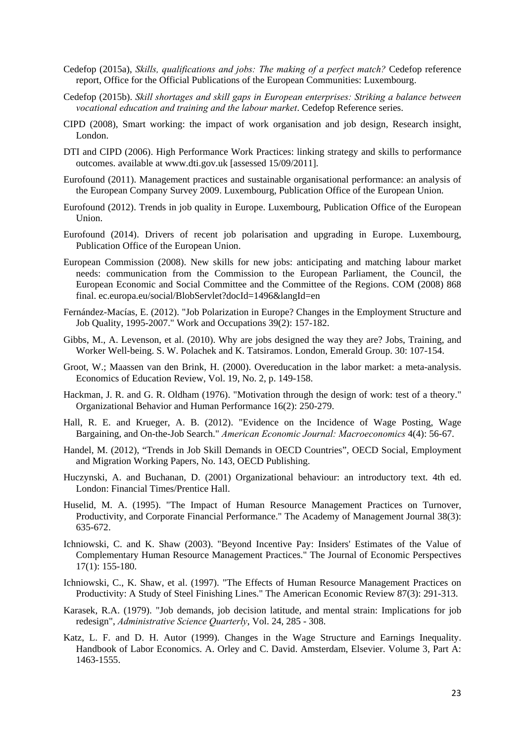Cedefop (2015a), *Skills, qualifications and jobs: The making of a perfect match?* Cedefop reference report, Office for the Official Publications of the European Communities: Luxembourg.

Cedefop (2015b). *Skill shortages and skill gaps in European enterprises: Striking a balance between vocational education and training and the labour market*. Cedefop Reference series.

CIPD (2008), Smart working: the impact of work organisation and job design, Research insight, London.

DTI and CIPD (2006). High Performance Work Practices: linking strategy and skills to performance outcomes. available at www.dti.gov.uk [assessed 15/09/2011].

Eurofound (2011). Management practices and sustainable organisational performance: an analysis of the European Company Survey 2009. Luxembourg, Publication Office of the European Union.

Eurofound (2012). Trends in job quality in Europe. Luxembourg, Publication Office of the European Union.

Eurofound (2014). Drivers of recent job polarisation and upgrading in Europe. Luxembourg, Publication Office of the European Union.

European Commission (2008). New skills for new jobs: anticipating and matching labour market needs: communication from the Commission to the European Parliament, the Council, the European Economic and Social Committee and the Committee of the Regions. COM (2008) 868 final. ec.europa.eu/social/BlobServlet?docId=1496&langId=en

Fernández-Macías, E. (2012). "Job Polarization in Europe? Changes in the Employment Structure and Job Quality, 1995-2007." Work and Occupations 39(2): 157-182.

Gibbs, M., A. Levenson, et al. (2010). Why are jobs designed the way they are? Jobs, Training, and Worker Well-being. S. W. Polachek and K. Tatsiramos. London, Emerald Group. 30: 107-154.

Groot, W.; Maassen van den Brink, H. (2000). Overeducation in the labor market: a meta-analysis. Economics of Education Review, Vol. 19, No. 2, p. 149-158.

Hackman, J. R. and G. R. Oldham (1976). "Motivation through the design of work: test of a theory." Organizational Behavior and Human Performance 16(2): 250-279.

Hall, R. E. and Krueger, A. B. (2012). "Evidence on the Incidence of Wage Posting, Wage Bargaining, and On-the-Job Search." *American Economic Journal: Macroeconomics* 4(4): 56-67.

Handel, M. (2012), "Trends in Job Skill Demands in OECD Countries", OECD Social, Employment and Migration Working Papers, No. 143, OECD Publishing.

Huczynski, A. and Buchanan, D. (2001) Organizational behaviour: an introductory text. 4th ed. London: Financial Times/Prentice Hall.

Huselid, M. A. (1995). "The Impact of Human Resource Management Practices on Turnover, Productivity, and Corporate Financial Performance." The Academy of Management Journal 38(3): 635-672.

Ichniowski, C. and K. Shaw (2003). "Beyond Incentive Pay: Insiders' Estimates of the Value of Complementary Human Resource Management Practices." The Journal of Economic Perspectives 17(1): 155-180.

Ichniowski, C., K. Shaw, et al. (1997). "The Effects of Human Resource Management Practices on Productivity: A Study of Steel Finishing Lines." The American Economic Review 87(3): 291-313.

Karasek, R.A. (1979). "Job demands, job decision latitude, and mental strain: Implications for job redesign", *Administrative Science Quarterly*, Vol. 24, 285 - 308.

Katz, L. F. and D. H. Autor (1999). Changes in the Wage Structure and Earnings Inequality. Handbook of Labor Economics. A. Orley and C. David. Amsterdam, Elsevier. Volume 3, Part A: 1463-1555.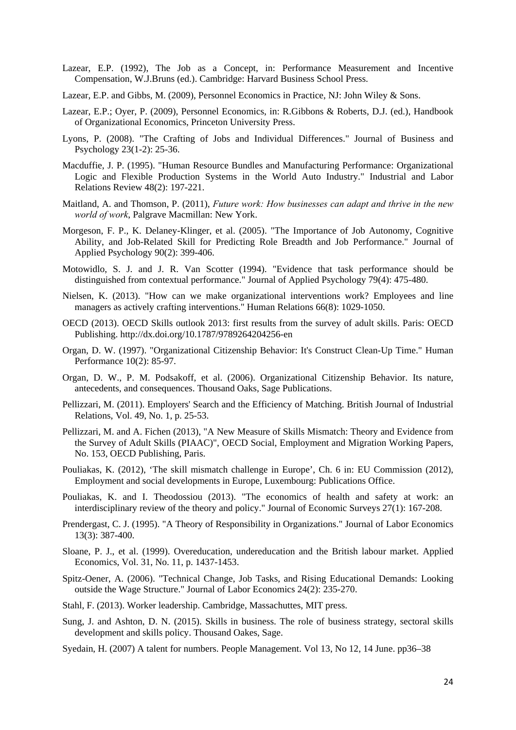Lazear, E.P. (1992), The Job as a Concept, in: Performance Measurement and Incentive Compensation, W.J.Bruns (ed.). Cambridge: Harvard Business School Press.

Lazear, E.P. and Gibbs, M. (2009), Personnel Economics in Practice, NJ: John Wiley & Sons.

Lazear, E.P.; Oyer, P. (2009), Personnel Economics, in: R.Gibbons & Roberts, D.J. (ed.), Handbook of Organizational Economics, Princeton University Press.

Lyons, P. (2008). "The Crafting of Jobs and Individual Differences." Journal of Business and Psychology 23(1-2): 25-36.

Macduffie, J. P. (1995). "Human Resource Bundles and Manufacturing Performance: Organizational Logic and Flexible Production Systems in the World Auto Industry." Industrial and Labor Relations Review 48(2): 197-221.

Maitland, A. and Thomson, P. (2011), *Future work: How businesses can adapt and thrive in the new world of work*, Palgrave Macmillan: New York.

Morgeson, F. P., K. Delaney-Klinger, et al. (2005). "The Importance of Job Autonomy, Cognitive Ability, and Job-Related Skill for Predicting Role Breadth and Job Performance." Journal of Applied Psychology 90(2): 399-406.

Motowidlo, S. J. and J. R. Van Scotter (1994). "Evidence that task performance should be distinguished from contextual performance." Journal of Applied Psychology 79(4): 475-480.

Nielsen, K. (2013). "How can we make organizational interventions work? Employees and line managers as actively crafting interventions." Human Relations 66(8): 1029-1050.

OECD (2013). OECD Skills outlook 2013: first results from the survey of adult skills. Paris: OECD Publishing. http://dx.doi.org/10.1787/9789264204256-en

Organ, D. W. (1997). "Organizational Citizenship Behavior: It's Construct Clean-Up Time." Human Performance 10(2): 85-97.

Organ, D. W., P. M. Podsakoff, et al. (2006). Organizational Citizenship Behavior. Its nature, antecedents, and consequences. Thousand Oaks, Sage Publications.

Pellizzari, M. (2011). Employers' Search and the Efficiency of Matching. British Journal of Industrial Relations, Vol. 49, No. 1, p. 25-53.

Pellizzari, M. and A. Fichen (2013), "A New Measure of Skills Mismatch: Theory and Evidence from the Survey of Adult Skills (PIAAC)", OECD Social, Employment and Migration Working Papers, No. 153, OECD Publishing, Paris.

Pouliakas, K. (2012), 'The skill mismatch challenge in Europe', Ch. 6 in: EU Commission (2012), Employment and social developments in Europe, Luxembourg: Publications Office.

Pouliakas, K. and I. Theodossiou (2013). "The economics of health and safety at work: an interdisciplinary review of the theory and policy." Journal of Economic Surveys 27(1): 167-208.

Prendergast, C. J. (1995). "A Theory of Responsibility in Organizations." Journal of Labor Economics 13(3): 387-400.

Sloane, P. J., et al. (1999). Overeducation, undereducation and the British labour market. Applied Economics, Vol. 31, No. 11, p. 1437-1453.

Spitz-Oener, A. (2006). "Technical Change, Job Tasks, and Rising Educational Demands: Looking outside the Wage Structure." Journal of Labor Economics 24(2): 235-270.

Stahl, F. (2013). Worker leadership. Cambridge, Massachuttes, MIT press.

Sung, J. and Ashton, D. N. (2015). Skills in business. The role of business strategy, sectoral skills development and skills policy. Thousand Oakes, Sage.

Syedain, H. (2007) A talent for numbers. People Management. Vol 13, No 12, 14 June. pp36–38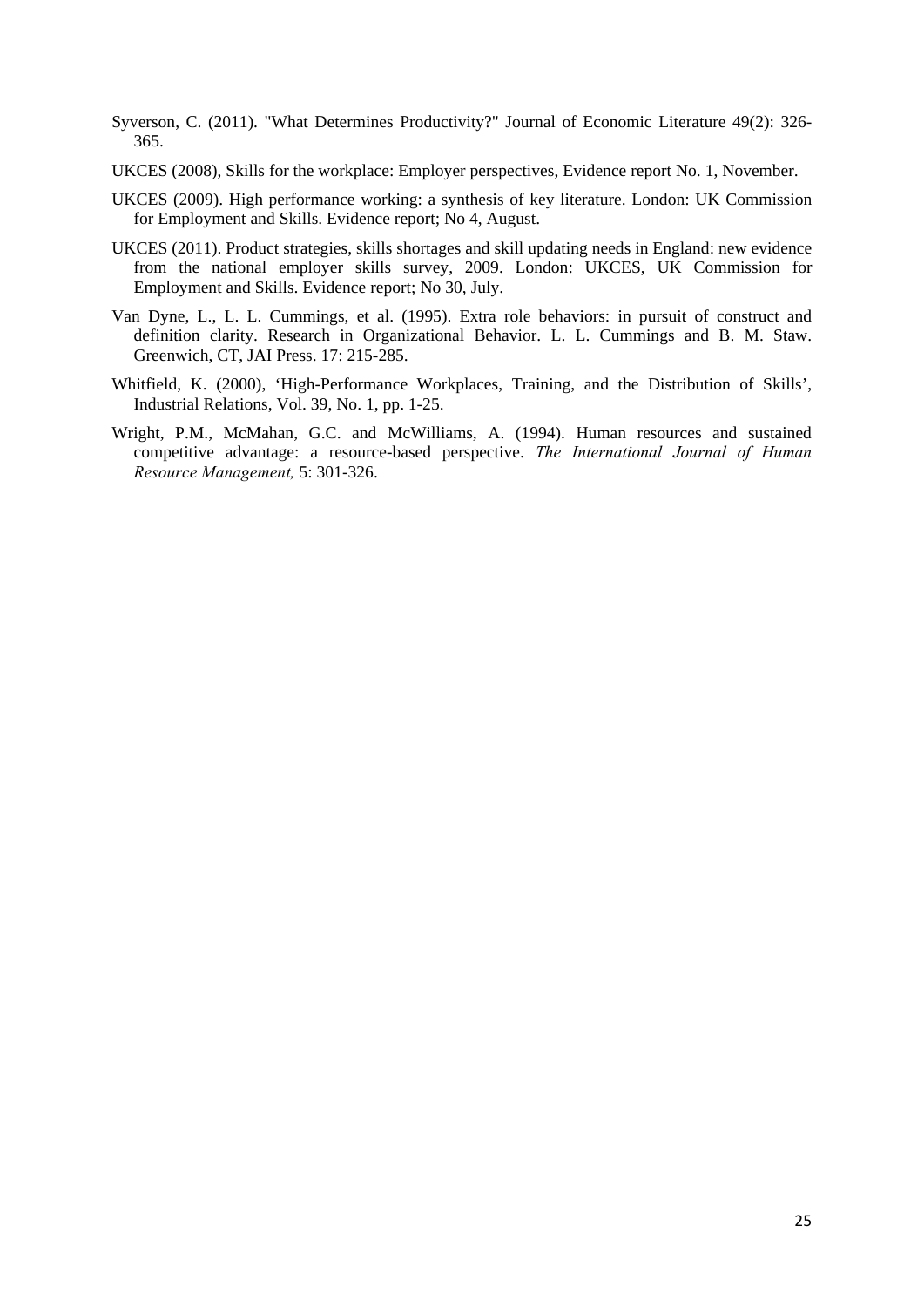Syverson, C. (2011). "What Determines Productivity?" Journal of Economic Literature 49(2): 326-365.

UKCES (2008), Skills for the workplace: Employer perspectives, Evidence report No. 1, November.

UKCES (2009). High performance working: a synthesis of key literature. London: UK Commission for Employment and Skills. Evidence report; No 4, August.

UKCES (2011). Product strategies, skills shortages and skill updating needs in England: new evidence from the national employer skills survey, 2009. London: UKCES, UK Commission for Employment and Skills. Evidence report; No 30, July.

Van Dyne, L., L. L. Cummings, et al. (1995). Extra role behaviors: in pursuit of construct and definition clarity. Research in Organizational Behavior. L. L. Cummings and B. M. Staw. Greenwich, CT, JAI Press. 17: 215-285.

Whitfield, K. (2000), 'High-Performance Workplaces, Training, and the Distribution of Skills', Industrial Relations, Vol. 39, No. 1, pp. 1-25.

Wright, P.M., McMahan, G.C. and McWilliams, A. (1994). Human resources and sustained competitive advantage: a resource-based perspective. *The International Journal of Human Resource Management,* 5: 301-326.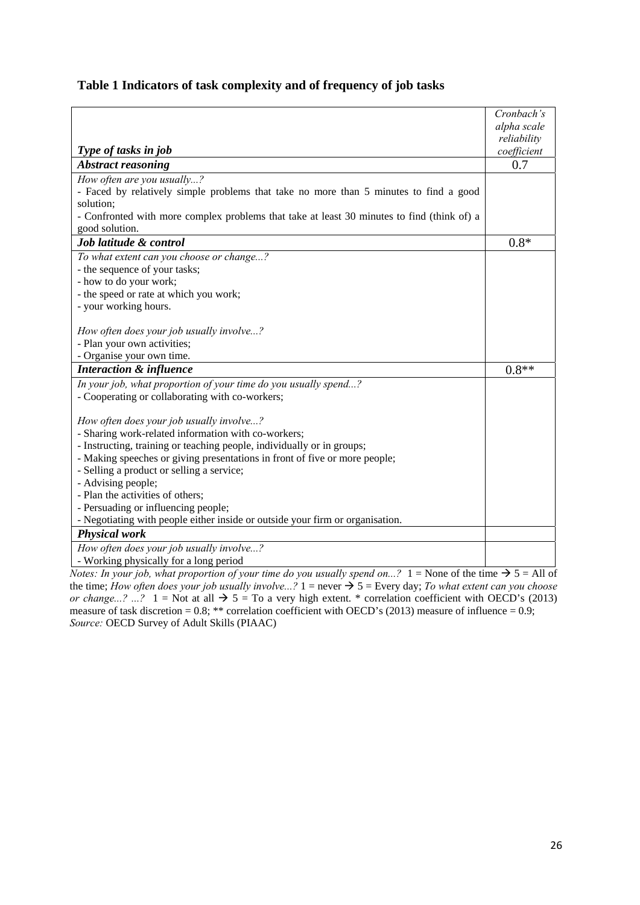**Table 1 Indicators of task complexity and of frequency of job tasks**

| *Type of tasks in job* | *Cronbach's alpha scale reliability coefficient* |
|---|---|
| ***Abstract reasoning*** | 0.7 |
| *How often are you usually...?*<br>- Faced by relatively simple problems that take no more than 5 minutes to find a good solution;<br>- Confronted with more complex problems that take at least 30 minutes to find (think of) a good solution. | |
| ***Job latitude & control*** | 0.8* |
| *To what extent can you choose or change...?*<br>- the sequence of your tasks;<br>- how to do your work;<br>- the speed or rate at which you work;<br>- your working hours.<br><br>*How often does your job usually involve...?*<br>- Plan your own activities;<br>- Organise your own time. | |
| ***Interaction & influence*** | 0.8** |
| *In your job, what proportion of your time do you usually spend...?*<br>- Cooperating or collaborating with co-workers;<br><br>*How often does your job usually involve...?*<br>- Sharing work-related information with co-workers;<br>- Instructing, training or teaching people, individually or in groups;<br>- Making speeches or giving presentations in front of five or more people;<br>- Selling a product or selling a service;<br>- Advising people;<br>- Plan the activities of others;<br>- Persuading or influencing people;<br>- Negotiating with people either inside or outside your firm or organisation. | |
| ***Physical work*** | |
| *How often does your job usually involve...?*<br>- Working physically for a long period | |

*Notes: In your job, what proportion of your time do you usually spend on...?* 1 = None of the time → 5 = All of the time; *How often does your job usually involve...?* 1 = never → 5 = Every day; *To what extent can you choose or change...? ...?* 1 = Not at all → 5 = To a very high extent. * correlation coefficient with OECD's (2013) measure of task discretion = 0.8; ** correlation coefficient with OECD's (2013) measure of influence = 0.9;
*Source:* OECD Survey of Adult Skills (PIAAC)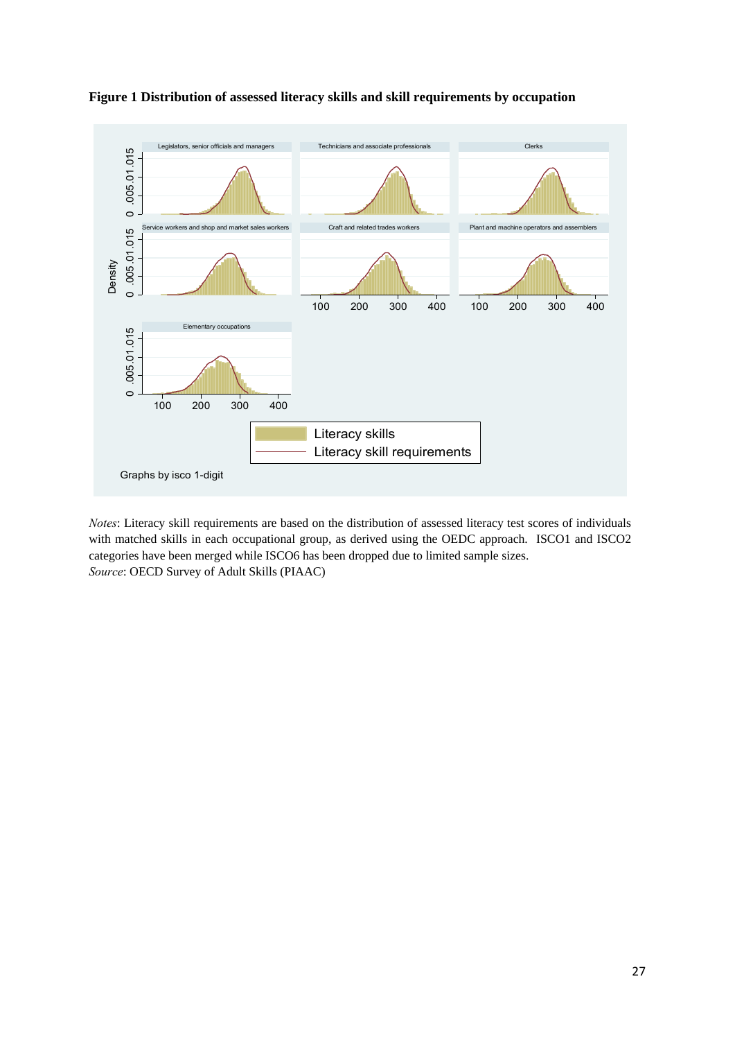**Figure 1 Distribution of assessed literacy skills and skill requirements by occupation**

*Notes*: Literacy skill requirements are based on the distribution of assessed literacy test scores of individuals with matched skills in each occupational group, as derived using the OEDC approach. ISCO1 and ISCO2 categories have been merged while ISCO6 has been dropped due to limited sample sizes.
*Source*: OECD Survey of Adult Skills (PIAAC)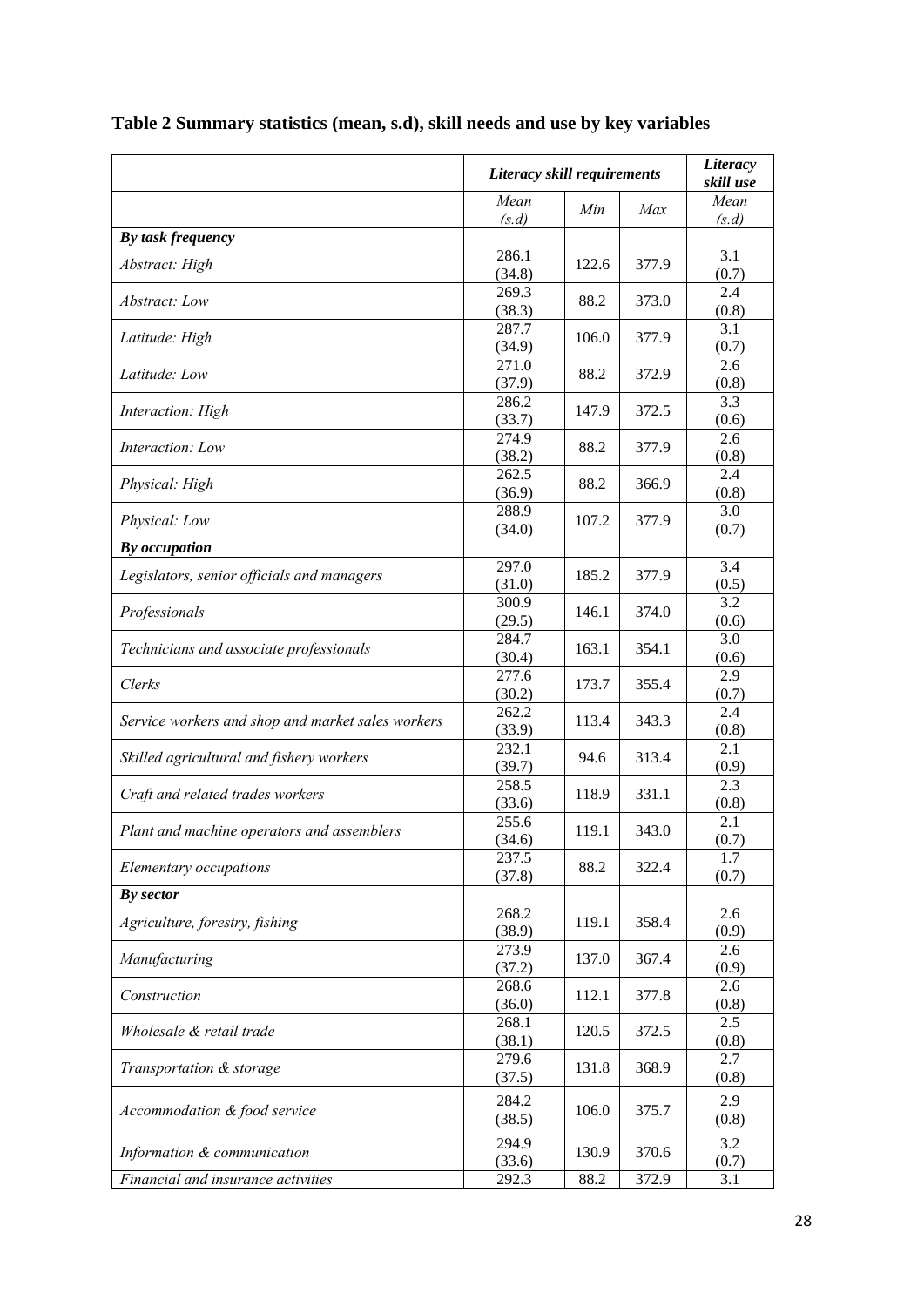**Table 2 Summary statistics (mean, s.d), skill needs and use by key variables**

| | *Literacy skill requirements* | | | *Literacy skill use* |
|---|---|---|---|---|
| | *Mean (s.d)* | *Min* | *Max* | *Mean (s.d)* |
| ***By task frequency*** | | | | |
| *Abstract: High* | 286.1 (34.8) | 122.6 | 377.9 | 3.1 (0.7) |
| *Abstract: Low* | 269.3 (38.3) | 88.2 | 373.0 | 2.4 (0.8) |
| *Latitude: High* | 287.7 (34.9) | 106.0 | 377.9 | 3.1 (0.7) |
| *Latitude: Low* | 271.0 (37.9) | 88.2 | 372.9 | 2.6 (0.8) |
| *Interaction: High* | 286.2 (33.7) | 147.9 | 372.5 | 3.3 (0.6) |
| *Interaction: Low* | 274.9 (38.2) | 88.2 | 377.9 | 2.6 (0.8) |
| *Physical: High* | 262.5 (36.9) | 88.2 | 366.9 | 2.4 (0.8) |
| *Physical: Low* | 288.9 (34.0) | 107.2 | 377.9 | 3.0 (0.7) |
| ***By occupation*** | | | | |
| *Legislators, senior officials and managers* | 297.0 (31.0) | 185.2 | 377.9 | 3.4 (0.5) |
| *Professionals* | 300.9 (29.5) | 146.1 | 374.0 | 3.2 (0.6) |
| *Technicians and associate professionals* | 284.7 (30.4) | 163.1 | 354.1 | 3.0 (0.6) |
| *Clerks* | 277.6 (30.2) | 173.7 | 355.4 | 2.9 (0.7) |
| *Service workers and shop and market sales workers* | 262.2 (33.9) | 113.4 | 343.3 | 2.4 (0.8) |
| *Skilled agricultural and fishery workers* | 232.1 (39.7) | 94.6 | 313.4 | 2.1 (0.9) |
| *Craft and related trades workers* | 258.5 (33.6) | 118.9 | 331.1 | 2.3 (0.8) |
| *Plant and machine operators and assemblers* | 255.6 (34.6) | 119.1 | 343.0 | 2.1 (0.7) |
| *Elementary occupations* | 237.5 (37.8) | 88.2 | 322.4 | 1.7 (0.7) |
| ***By sector*** | | | | |
| *Agriculture, forestry, fishing* | 268.2 (38.9) | 119.1 | 358.4 | 2.6 (0.9) |
| *Manufacturing* | 273.9 (37.2) | 137.0 | 367.4 | 2.6 (0.9) |
| *Construction* | 268.6 (36.0) | 112.1 | 377.8 | 2.6 (0.8) |
| *Wholesale & retail trade* | 268.1 (38.1) | 120.5 | 372.5 | 2.5 (0.8) |
| *Transportation & storage* | 279.6 (37.5) | 131.8 | 368.9 | 2.7 (0.8) |
| *Accommodation & food service* | 284.2 (38.5) | 106.0 | 375.7 | 2.9 (0.8) |
| *Information & communication* | 294.9 (33.6) | 130.9 | 370.6 | 3.2 (0.7) |
| *Financial and insurance activities* | 292.3 | 88.2 | 372.9 | 3.1 |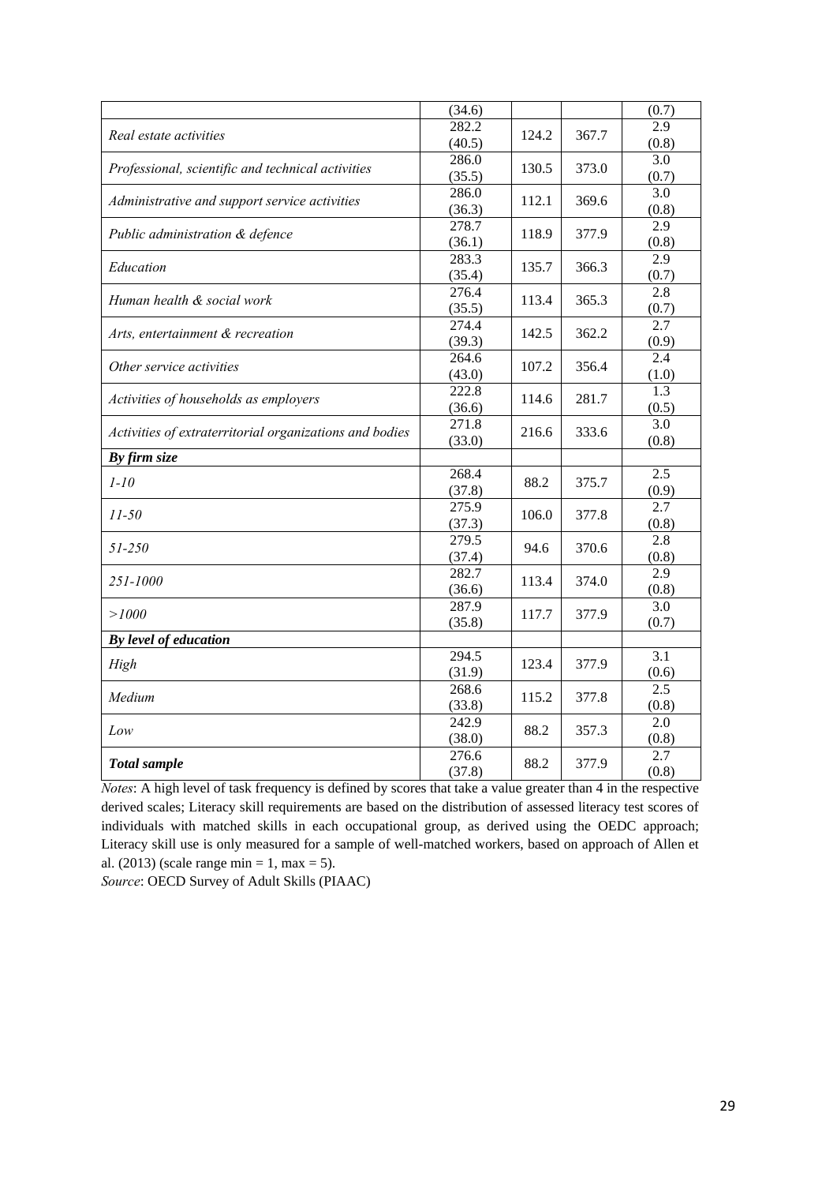| | | | | |
|---|---|---|---|---|
| | (34.6) | | | (0.7) |
| *Real estate activities* | 282.2 (40.5) | 124.2 | 367.7 | 2.9 (0.8) |
| *Professional, scientific and technical activities* | 286.0 (35.5) | 130.5 | 373.0 | 3.0 (0.7) |
| *Administrative and support service activities* | 286.0 (36.3) | 112.1 | 369.6 | 3.0 (0.8) |
| *Public administration & defence* | 278.7 (36.1) | 118.9 | 377.9 | 2.9 (0.8) |
| *Education* | 283.3 (35.4) | 135.7 | 366.3 | 2.9 (0.7) |
| *Human health & social work* | 276.4 (35.5) | 113.4 | 365.3 | 2.8 (0.7) |
| *Arts, entertainment & recreation* | 274.4 (39.3) | 142.5 | 362.2 | 2.7 (0.9) |
| *Other service activities* | 264.6 (43.0) | 107.2 | 356.4 | 2.4 (1.0) |
| *Activities of households as employers* | 222.8 (36.6) | 114.6 | 281.7 | 1.3 (0.5) |
| *Activities of extraterritorial organizations and bodies* | 271.8 (33.0) | 216.6 | 333.6 | 3.0 (0.8) |
| ***By firm size*** | | | | |
| *1-10* | 268.4 (37.8) | 88.2 | 375.7 | 2.5 (0.9) |
| *11-50* | 275.9 (37.3) | 106.0 | 377.8 | 2.7 (0.8) |
| *51-250* | 279.5 (37.4) | 94.6 | 370.6 | 2.8 (0.8) |
| *251-1000* | 282.7 (36.6) | 113.4 | 374.0 | 2.9 (0.8) |
| *>1000* | 287.9 (35.8) | 117.7 | 377.9 | 3.0 (0.7) |
| ***By level of education*** | | | | |
| *High* | 294.5 (31.9) | 123.4 | 377.9 | 3.1 (0.6) |
| *Medium* | 268.6 (33.8) | 115.2 | 377.8 | 2.5 (0.8) |
| *Low* | 242.9 (38.0) | 88.2 | 357.3 | 2.0 (0.8) |
| ***Total sample*** | 276.6 (37.8) | 88.2 | 377.9 | 2.7 (0.8) |

*Notes*: A high level of task frequency is defined by scores that take a value greater than 4 in the respective derived scales; Literacy skill requirements are based on the distribution of assessed literacy test scores of individuals with matched skills in each occupational group, as derived using the OEDC approach; Literacy skill use is only measured for a sample of well-matched workers, based on approach of Allen et al. (2013) (scale range min = 1, max = 5).

*Source*: OECD Survey of Adult Skills (PIAAC)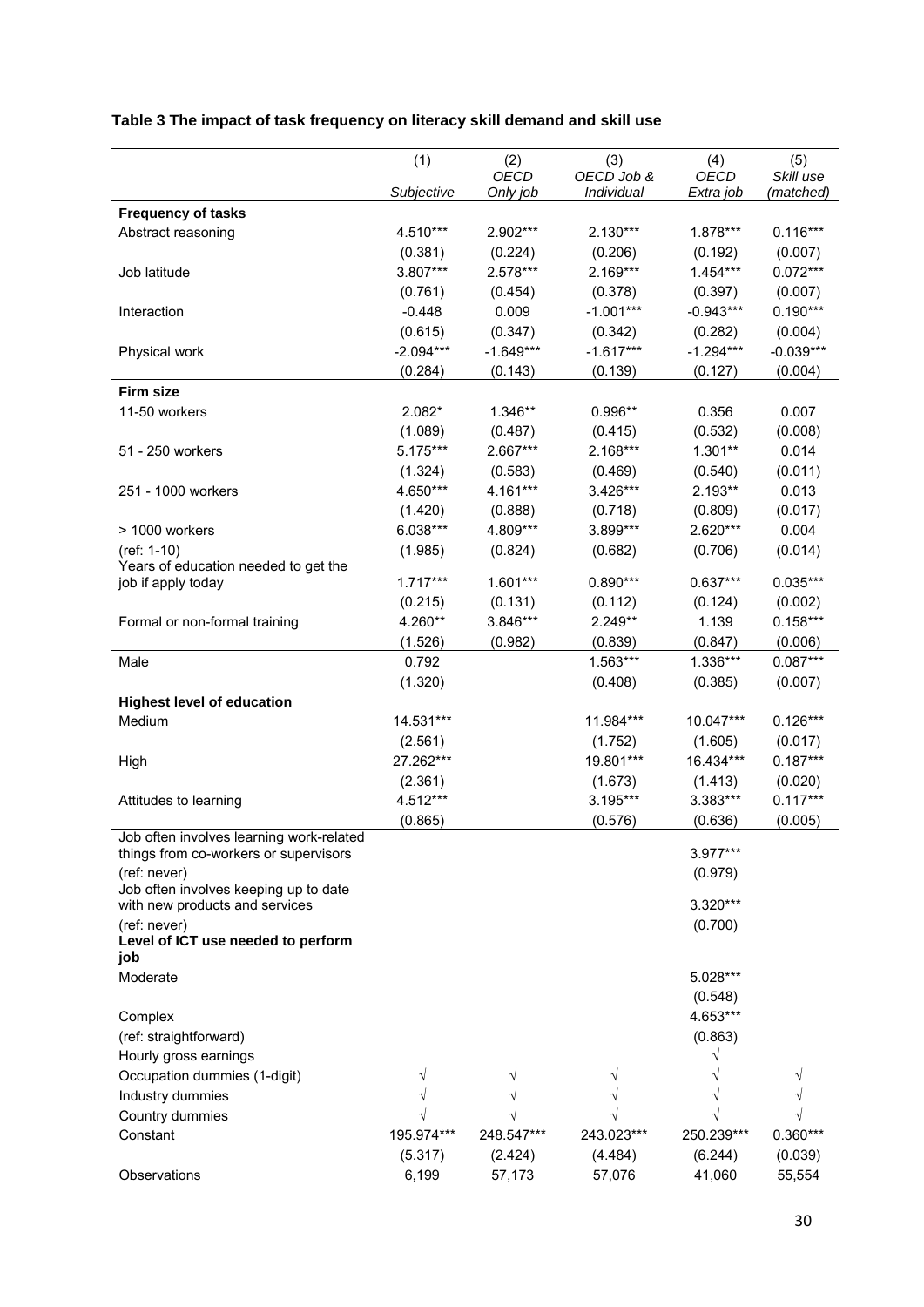**Table 3 The impact of task frequency on literacy skill demand and skill use**

| | (1) | (2) | (3) | (4) | (5) |
|---|---|---|---|---|---|
| | *Subjective* | *OECD Only job* | *OECD Job & Individual* | *OECD Extra job* | *Skill use (matched)* |
| **Frequency of tasks** | | | | | |
| Abstract reasoning | 4.510*** | 2.902*** | 2.130*** | 1.878*** | 0.116*** |
| | (0.381) | (0.224) | (0.206) | (0.192) | (0.007) |
| Job latitude | 3.807*** | 2.578*** | 2.169*** | 1.454*** | 0.072*** |
| | (0.761) | (0.454) | (0.378) | (0.397) | (0.007) |
| Interaction | -0.448 | 0.009 | -1.001*** | -0.943*** | 0.190*** |
| | (0.615) | (0.347) | (0.342) | (0.282) | (0.004) |
| Physical work | -2.094*** | -1.649*** | -1.617*** | -1.294*** | -0.039*** |
| | (0.284) | (0.143) | (0.139) | (0.127) | (0.004) |
| **Firm size** | | | | | |
| 11-50 workers | 2.082* | 1.346** | 0.996** | 0.356 | 0.007 |
| | (1.089) | (0.487) | (0.415) | (0.532) | (0.008) |
| 51 - 250 workers | 5.175*** | 2.667*** | 2.168*** | 1.301** | 0.014 |
| | (1.324) | (0.583) | (0.469) | (0.540) | (0.011) |
| 251 - 1000 workers | 4.650*** | 4.161*** | 3.426*** | 2.193** | 0.013 |
| | (1.420) | (0.888) | (0.718) | (0.809) | (0.017) |
| > 1000 workers | 6.038*** | 4.809*** | 3.899*** | 2.620*** | 0.004 |
| (ref: 1-10) | (1.985) | (0.824) | (0.682) | (0.706) | (0.014) |
| Years of education needed to get the job if apply today | 1.717*** | 1.601*** | 0.890*** | 0.637*** | 0.035*** |
| | (0.215) | (0.131) | (0.112) | (0.124) | (0.002) |
| Formal or non-formal training | 4.260** | 3.846*** | 2.249** | 1.139 | 0.158*** |
| | (1.526) | (0.982) | (0.839) | (0.847) | (0.006) |
| Male | 0.792 | | 1.563*** | 1.336*** | 0.087*** |
| | (1.320) | | (0.408) | (0.385) | (0.007) |
| **Highest level of education** | | | | | |
| Medium | 14.531*** | | 11.984*** | 10.047*** | 0.126*** |
| | (2.561) | | (1.752) | (1.605) | (0.017) |
| High | 27.262*** | | 19.801*** | 16.434*** | 0.187*** |
| | (2.361) | | (1.673) | (1.413) | (0.020) |
| Attitudes to learning | 4.512*** | | 3.195*** | 3.383*** | 0.117*** |
| | (0.865) | | (0.576) | (0.636) | (0.005) |
| Job often involves learning work-related things from co-workers or supervisors | | | | 3.977*** | |
| (ref: never) | | | | (0.979) | |
| Job often involves keeping up to date with new products and services | | | | 3.320*** | |
| (ref: never) | | | | (0.700) | |
| **Level of ICT use needed to perform job** | | | | | |
| Moderate | | | | 5.028*** | |
| | | | | (0.548) | |
| Complex | | | | 4.653*** | |
| (ref: straightforward) | | | | (0.863) | |
| Hourly gross earnings | | | | √ | |
| Occupation dummies (1-digit) | √ | √ | √ | √ | √ |
| Industry dummies | √ | √ | √ | √ | √ |
| Country dummies | √ | √ | √ | √ | √ |
| Constant | 195.974*** | 248.547*** | 243.023*** | 250.239*** | 0.360*** |
| | (5.317) | (2.424) | (4.484) | (6.244) | (0.039) |
| Observations | 6,199 | 57,173 | 57,076 | 41,060 | 55,554 |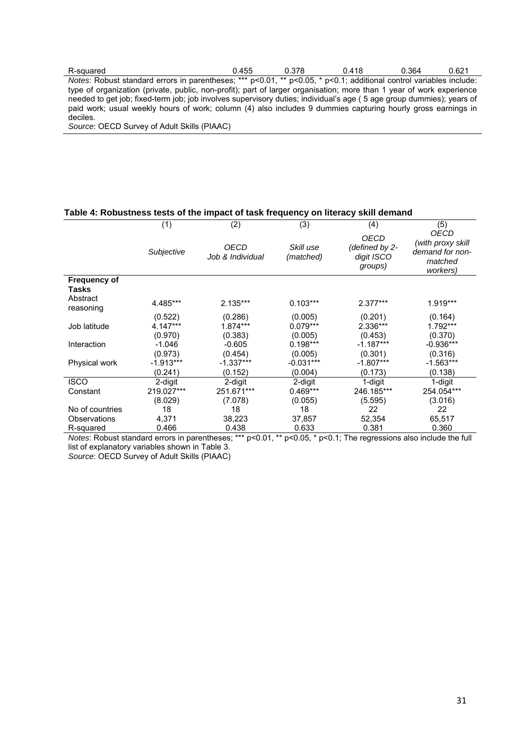| R-squared | 0.455 | 0.378 | 0.418 | 0.364 | 0.621 |
|---|---|---|---|---|---|

*Notes*: Robust standard errors in parentheses; *** p<0.01, ** p<0.05, * p<0.1; additional control variables include: type of organization (private, public, non-profit); part of larger organisation; more than 1 year of work experience needed to get job; fixed-term job; job involves supervisory duties; individual's age ( 5 age group dummies); years of paid work; usual weekly hours of work; column (4) also includes 9 dummies capturing hourly gross earnings in deciles.
*Source*: OECD Survey of Adult Skills (PIAAC)

**Table 4: Robustness tests of the impact of task frequency on literacy skill demand**

| | (1) | (2) | (3) | (4) | (5) |
|---|---|---|---|---|---|
| | *Subjective* | *OECD Job & Individual* | *Skill use (matched)* | *OECD (defined by 2-digit ISCO groups)* | *OECD (with proxy skill demand for non-matched workers)* |
| **Frequency of Tasks** | | | | | |
| Abstract reasoning | 4.485*** | 2.135*** | 0.103*** | 2.377*** | 1.919*** |
| | (0.522) | (0.286) | (0.005) | (0.201) | (0.164) |
| Job latitude | 4.147*** | 1.874*** | 0.079*** | 2.336*** | 1.792*** |
| | (0.970) | (0.383) | (0.005) | (0.453) | (0.370) |
| Interaction | -1.046 | -0.605 | 0.198*** | -1.187*** | -0.936*** |
| | (0.973) | (0.454) | (0.005) | (0.301) | (0.316) |
| Physical work | -1.913*** | -1.337*** | -0.031*** | -1.807*** | -1.563*** |
| | (0.241) | (0.152) | (0.004) | (0.173) | (0.138) |
| ISCO | 2-digit | 2-digit | 2-digit | 1-digit | 1-digit |
| Constant | 219.027*** | 251.671*** | 0.469*** | 246.185*** | 254.054*** |
| | (8.029) | (7.078) | (0.055) | (5.595) | (3.016) |
| No of countries | 18 | 18 | 18 | 22 | 22 |
| Observations | 4,371 | 38,223 | 37,857 | 52,354 | 65,517 |
| R-squared | 0.466 | 0.438 | 0.633 | 0.381 | 0.360 |

*Notes*: Robust standard errors in parentheses; *** p<0.01, ** p<0.05, * p<0.1; The regressions also include the full list of explanatory variables shown in Table 3.
*Source*: OECD Survey of Adult Skills (PIAAC)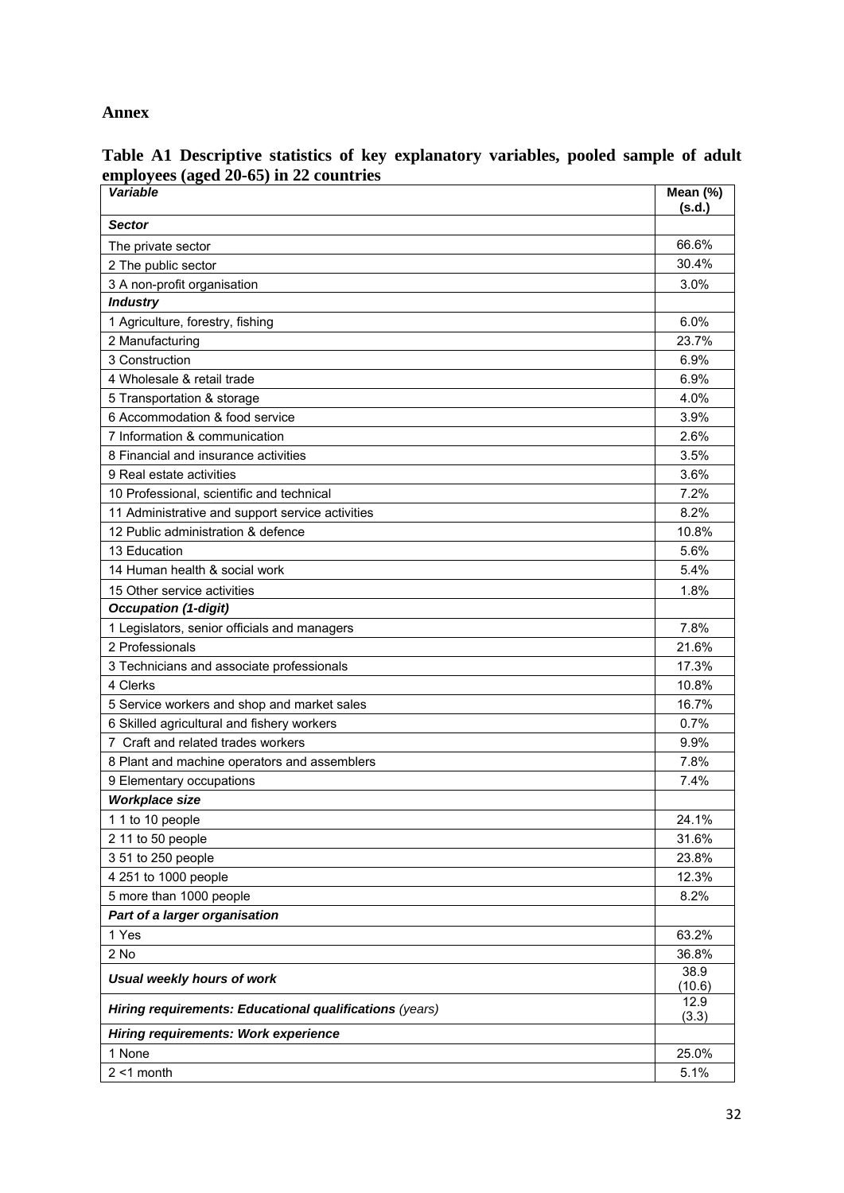## Annex

**Table A1 Descriptive statistics of key explanatory variables, pooled sample of adult employees (aged 20-65) in 22 countries**

| *Variable* | Mean (%) (s.d.) |
|---|---|
| ***Sector*** | |
| The private sector | 66.6% |
| 2 The public sector | 30.4% |
| 3 A non-profit organisation | 3.0% |
| ***Industry*** | |
| 1 Agriculture, forestry, fishing | 6.0% |
| 2 Manufacturing | 23.7% |
| 3 Construction | 6.9% |
| 4 Wholesale & retail trade | 6.9% |
| 5 Transportation & storage | 4.0% |
| 6 Accommodation & food service | 3.9% |
| 7 Information & communication | 2.6% |
| 8 Financial and insurance activities | 3.5% |
| 9 Real estate activities | 3.6% |
| 10 Professional, scientific and technical | 7.2% |
| 11 Administrative and support service activities | 8.2% |
| 12 Public administration & defence | 10.8% |
| 13 Education | 5.6% |
| 14 Human health & social work | 5.4% |
| 15 Other service activities | 1.8% |
| ***Occupation (1-digit)*** | |
| 1 Legislators, senior officials and managers | 7.8% |
| 2 Professionals | 21.6% |
| 3 Technicians and associate professionals | 17.3% |
| 4 Clerks | 10.8% |
| 5 Service workers and shop and market sales | 16.7% |
| 6 Skilled agricultural and fishery workers | 0.7% |
| 7 Craft and related trades workers | 9.9% |
| 8 Plant and machine operators and assemblers | 7.8% |
| 9 Elementary occupations | 7.4% |
| ***Workplace size*** | |
| 1 1 to 10 people | 24.1% |
| 2 11 to 50 people | 31.6% |
| 3 51 to 250 people | 23.8% |
| 4 251 to 1000 people | 12.3% |
| 5 more than 1000 people | 8.2% |
| ***Part of a larger organisation*** | |
| 1 Yes | 63.2% |
| 2 No | 36.8% |
| ***Usual weekly hours of work*** | 38.9 (10.6) |
| ***Hiring requirements: Educational qualifications*** *(years)* | 12.9 (3.3) |
| ***Hiring requirements: Work experience*** | |
| 1 None | 25.0% |
| 2 <1 month | 5.1% |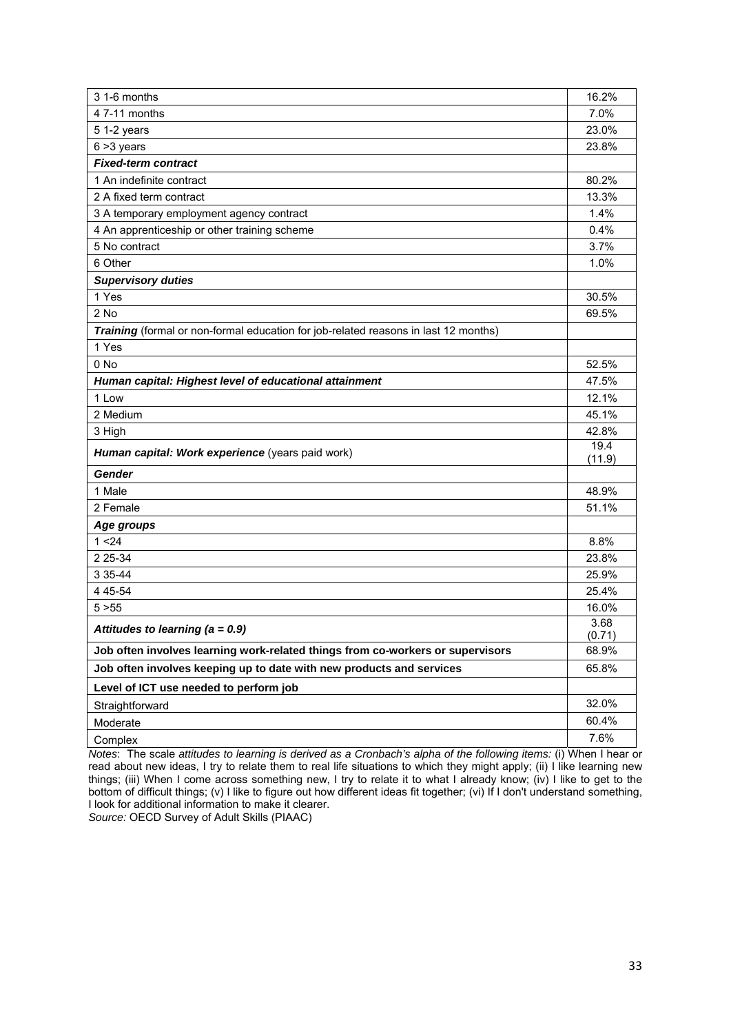| | |
|---|---|
| 3 1-6 months | 16.2% |
| 4 7-11 months | 7.0% |
| 5 1-2 years | 23.0% |
| 6 >3 years | 23.8% |
| ***Fixed-term contract*** | |
| 1 An indefinite contract | 80.2% |
| 2 A fixed term contract | 13.3% |
| 3 A temporary employment agency contract | 1.4% |
| 4 An apprenticeship or other training scheme | 0.4% |
| 5 No contract | 3.7% |
| 6 Other | 1.0% |
| ***Supervisory duties*** | |
| 1 Yes | 30.5% |
| 2 No | 69.5% |
| ***Training*** (formal or non-formal education for job-related reasons in last 12 months) | |
| 1 Yes | |
| 0 No | 52.5% |
| ***Human capital: Highest level of educational attainment*** | 47.5% |
| 1 Low | 12.1% |
| 2 Medium | 45.1% |
| 3 High | 42.8% |
| ***Human capital: Work experience*** (years paid work) | 19.4 (11.9) |
| ***Gender*** | |
| 1 Male | 48.9% |
| 2 Female | 51.1% |
| ***Age groups*** | |
| 1 <24 | 8.8% |
| 2 25-34 | 23.8% |
| 3 35-44 | 25.9% |
| 4 45-54 | 25.4% |
| 5 >55 | 16.0% |
| ***Attitudes to learning (a = 0.9)*** | 3.68 (0.71) |
| **Job often involves learning work-related things from co-workers or supervisors** | 68.9% |
| **Job often involves keeping up to date with new products and services** | 65.8% |
| **Level of ICT use needed to perform job** | |
| Straightforward | 32.0% |
| Moderate | 60.4% |
| Complex | 7.6% |

*Notes*: The scale *attitudes to learning is derived as a Cronbach's alpha of the following items:* (i) When I hear or read about new ideas, I try to relate them to real life situations to which they might apply; (ii) I like learning new things; (iii) When I come across something new, I try to relate it to what I already know; (iv) I like to get to the bottom of difficult things; (v) I like to figure out how different ideas fit together; (vi) If I don't understand something, I look for additional information to make it clearer.

*Source:* OECD Survey of Adult Skills (PIAAC)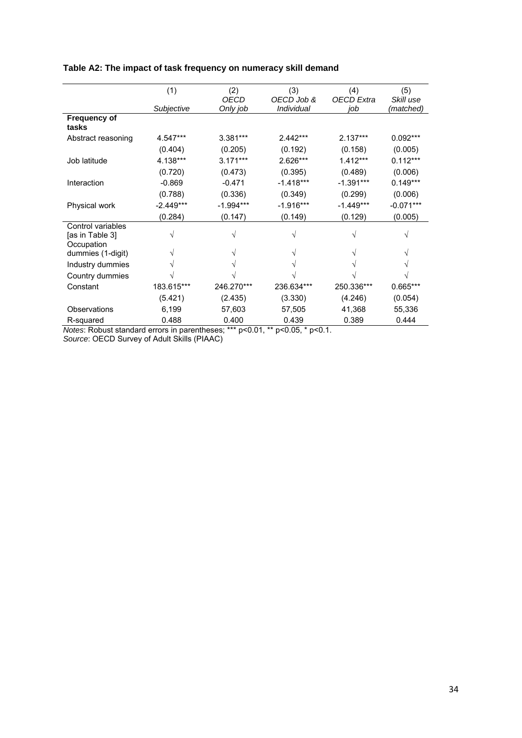**Table A2: The impact of task frequency on numeracy skill demand**

| | (1) *Subjective* | (2) *OECD Only job* | (3) *OECD Job & Individual* | (4) *OECD Extra job* | (5) *Skill use (matched)* |
|---|---|---|---|---|---|
| **Frequency of tasks** | | | | | |
| Abstract reasoning | 4.547*** | 3.381*** | 2.442*** | 2.137*** | 0.092*** |
| | (0.404) | (0.205) | (0.192) | (0.158) | (0.005) |
| Job latitude | 4.138*** | 3.171*** | 2.626*** | 1.412*** | 0.112*** |
| | (0.720) | (0.473) | (0.395) | (0.489) | (0.006) |
| Interaction | -0.869 | -0.471 | -1.418*** | -1.391*** | 0.149*** |
| | (0.788) | (0.336) | (0.349) | (0.299) | (0.006) |
| Physical work | -2.449*** | -1.994*** | -1.916*** | -1.449*** | -0.071*** |
| | (0.284) | (0.147) | (0.149) | (0.129) | (0.005) |
| Control variables [as in Table 3] | √ | √ | √ | √ | √ |
| Occupation dummies (1-digit) | √ | √ | √ | √ | √ |
| Industry dummies | √ | √ | √ | √ | √ |
| Country dummies | √ | √ | √ | √ | √ |
| Constant | 183.615*** | 246.270*** | 236.634*** | 250.336*** | 0.665*** |
| | (5.421) | (2.435) | (3.330) | (4.246) | (0.054) |
| Observations | 6,199 | 57,603 | 57,505 | 41,368 | 55,336 |
| R-squared | 0.488 | 0.400 | 0.439 | 0.389 | 0.444 |

*Notes*: Robust standard errors in parentheses; *** p<0.01, ** p<0.05, * p<0.1.
*Source*: OECD Survey of Adult Skills (PIAAC)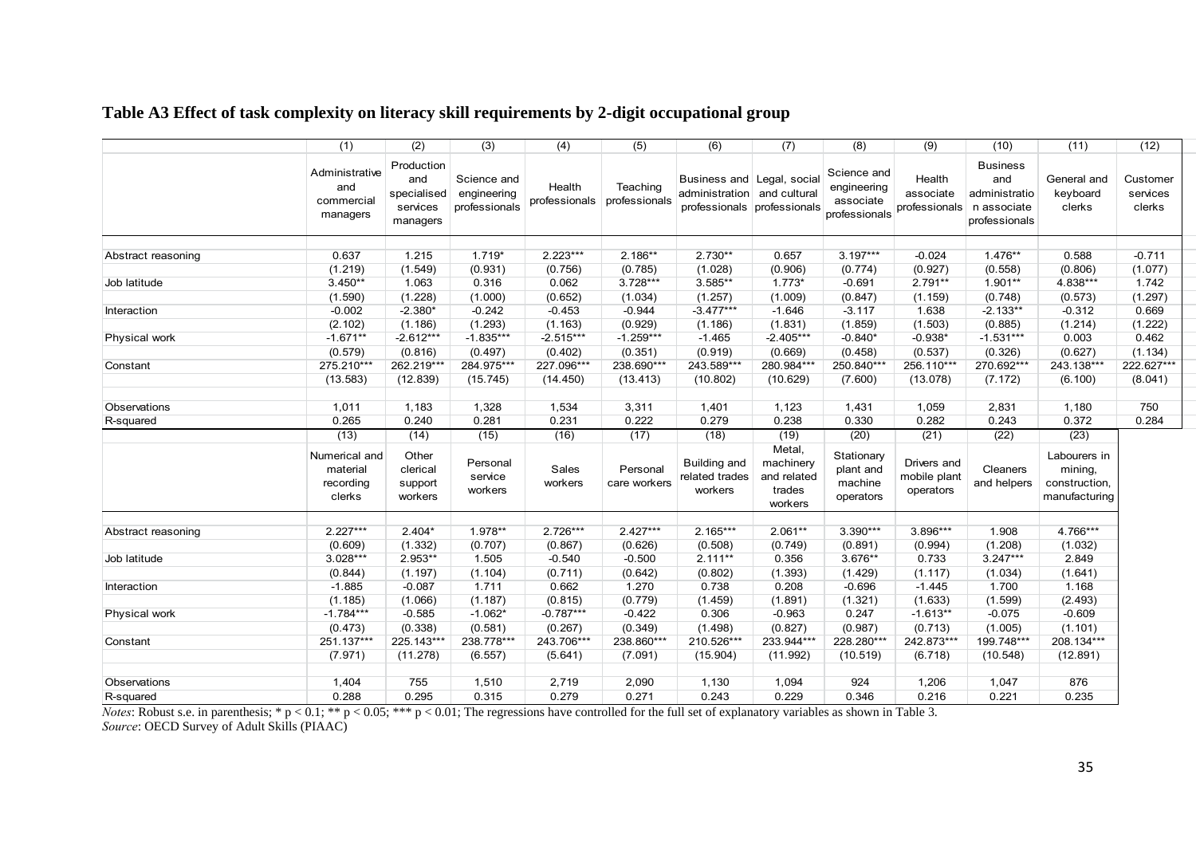**Table A3 Effect of task complexity on literacy skill requirements by 2-digit occupational group**

| | (1) | (2) | (3) | (4) | (5) | (6) | (7) | (8) | (9) | (10) | (11) | (12) |
|---|---|---|---|---|---|---|---|---|---|---|---|---|
| | Administrative and commercial managers | Production and specialised services managers | Science and engineering professionals | Health professionals | Teaching professionals | Business and administration professionals | Legal, social and cultural professionals | Science and engineering associate professionals | Health associate professionals | Business and administration associate professionals | General and keyboard clerks | Customer services clerks |
| Abstract reasoning | 0.637 | 1.215 | 1.719* | 2.223*** | 2.186** | 2.730** | 0.657 | 3.197*** | -0.024 | 1.476** | 0.588 | -0.711 |
| | (1.219) | (1.549) | (0.931) | (0.756) | (0.785) | (1.028) | (0.906) | (0.774) | (0.927) | (0.558) | (0.806) | (1.077) |
| Job latitude | 3.450** | 1.063 | 0.316 | 0.062 | 3.728*** | 3.585** | 1.773* | -0.691 | 2.791** | 1.901** | 4.838*** | 1.742 |
| | (1.590) | (1.228) | (1.000) | (0.652) | (1.034) | (1.257) | (1.009) | (0.847) | (1.159) | (0.748) | (0.573) | (1.297) |
| Interaction | -0.002 | -2.380* | -0.242 | -0.453 | -0.944 | -3.477*** | -1.646 | -3.117 | 1.638 | -2.133** | -0.312 | 0.669 |
| | (2.102) | (1.186) | (1.293) | (1.163) | (0.929) | (1.186) | (1.831) | (1.859) | (1.503) | (0.885) | (1.214) | (1.222) |
| Physical work | -1.671** | -2.612*** | -1.835*** | -2.515*** | -1.259*** | -1.465 | -2.405*** | -0.840* | -0.938* | -1.531*** | 0.003 | 0.462 |
| | (0.579) | (0.816) | (0.497) | (0.402) | (0.351) | (0.919) | (0.669) | (0.458) | (0.537) | (0.326) | (0.627) | (1.134) |
| Constant | 275.210*** | 262.219*** | 284.975*** | 227.096*** | 238.690*** | 243.589*** | 280.984*** | 250.840*** | 256.110*** | 270.692*** | 243.138*** | 222.627*** |
| | (13.583) | (12.839) | (15.745) | (14.450) | (13.413) | (10.802) | (10.629) | (7.600) | (13.078) | (7.172) | (6.100) | (8.041) |
| Observations | 1,011 | 1,183 | 1,328 | 1,534 | 3,311 | 1,401 | 1,123 | 1,431 | 1,059 | 2,831 | 1,180 | 750 |
| R-squared | 0.265 | 0.240 | 0.281 | 0.231 | 0.222 | 0.279 | 0.238 | 0.330 | 0.282 | 0.243 | 0.372 | 0.284 |
| | (13) | (14) | (15) | (16) | (17) | (18) | (19) | (20) | (21) | (22) | (23) | |
| | Numerical and material recording clerks | Other clerical support workers | Personal service workers | Sales workers | Personal care workers | Building and related trades workers | Metal, machinery and related trades workers | Stationary plant and machine operators | Drivers and mobile plant operators | Cleaners and helpers | Labourers in mining, construction, manufacturing | |
| Abstract reasoning | 2.227*** | 2.404* | 1.978** | 2.726*** | 2.427*** | 2.165*** | 2.061** | 3.390*** | 3.896*** | 1.908 | 4.766*** | |
| | (0.609) | (1.332) | (0.707) | (0.867) | (0.626) | (0.508) | (0.749) | (0.891) | (0.994) | (1.208) | (1.032) | |
| Job latitude | 3.028*** | 2.953** | 1.505 | -0.540 | -0.500 | 2.111** | 0.356 | 3.676** | 0.733 | 3.247*** | 2.849 | |
| | (0.844) | (1.197) | (1.104) | (0.711) | (0.642) | (0.802) | (1.393) | (1.429) | (1.117) | (1.034) | (1.641) | |
| Interaction | -1.885 | -0.087 | 1.711 | 0.662 | 1.270 | 0.738 | 0.208 | -0.696 | -1.445 | 1.700 | 1.168 | |
| | (1.185) | (1.066) | (1.187) | (0.815) | (0.779) | (1.459) | (1.891) | (1.321) | (1.633) | (1.599) | (2.493) | |
| Physical work | -1.784*** | -0.585 | -1.062* | -0.787*** | -0.422 | 0.306 | -0.963 | 0.247 | -1.613** | -0.075 | -0.609 | |
| | (0.473) | (0.338) | (0.581) | (0.267) | (0.349) | (1.498) | (0.827) | (0.987) | (0.713) | (1.005) | (1.101) | |
| Constant | 251.137*** | 225.143*** | 238.778*** | 243.706*** | 238.860*** | 210.526*** | 233.944*** | 228.280*** | 242.873*** | 199.748*** | 208.134*** | |
| | (7.971) | (11.278) | (6.557) | (5.641) | (7.091) | (15.904) | (11.992) | (10.519) | (6.718) | (10.548) | (12.891) | |
| Observations | 1,404 | 755 | 1,510 | 2,719 | 2,090 | 1,130 | 1,094 | 924 | 1,206 | 1,047 | 876 | |
| R-squared | 0.288 | 0.295 | 0.315 | 0.279 | 0.271 | 0.243 | 0.229 | 0.346 | 0.216 | 0.221 | 0.235 | |

*Notes*: Robust s.e. in parenthesis; * p < 0.1; ** p < 0.05; *** p < 0.01; The regressions have controlled for the full set of explanatory variables as shown in Table 3.
*Source*: OECD Survey of Adult Skills (PIAAC)